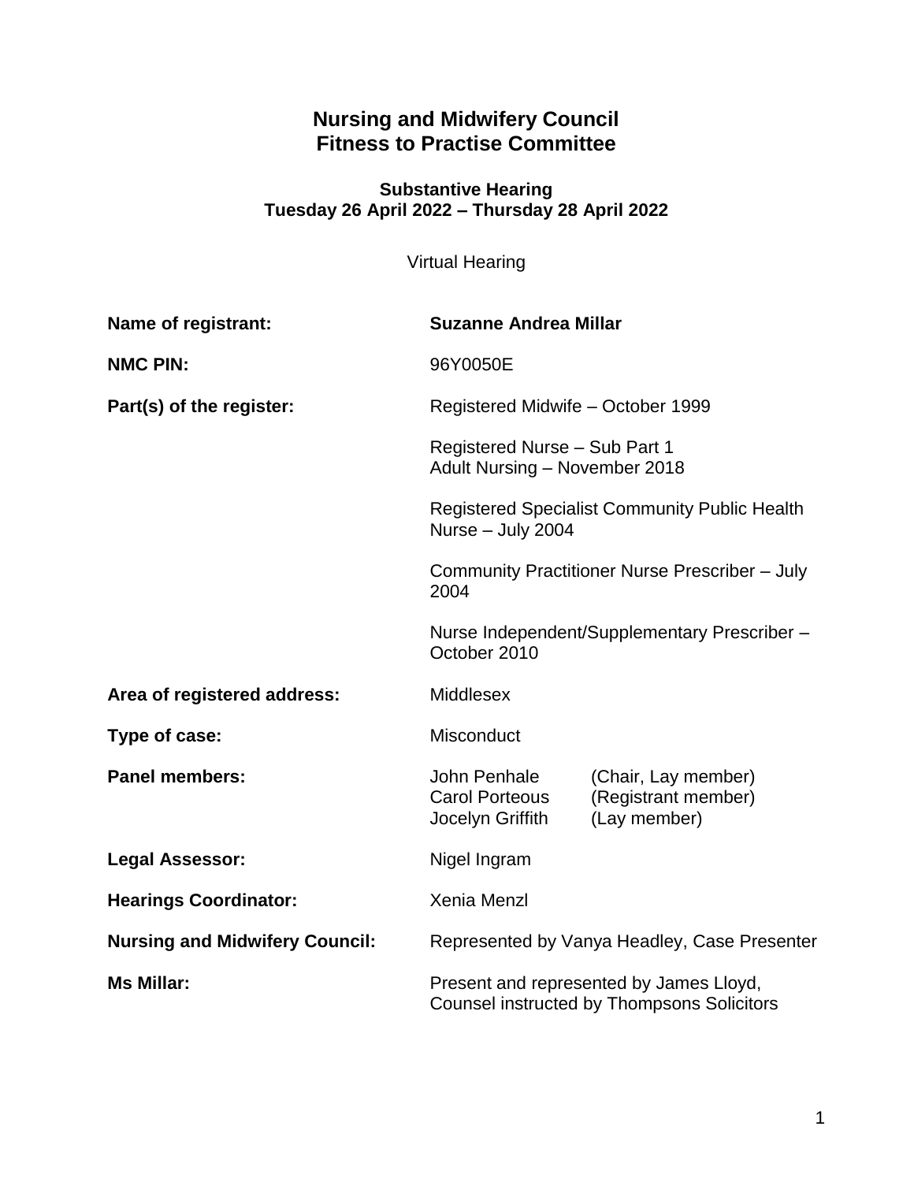# Nursing and Midwifery Council
# Fitness to Practise Committee

### Substantive Hearing
### Tuesday 26 April 2022 – Thursday 28 April 2022

Virtual Hearing

| | |
|---|---|
| **Name of registrant:** | **Suzanne Andrea Millar** |
| **NMC PIN:** | 96Y0050E |
| **Part(s) of the register:** | Registered Midwife – October 1999<br><br>Registered Nurse – Sub Part 1<br>Adult Nursing – November 2018<br><br>Registered Specialist Community Public Health Nurse – July 2004<br><br>Community Practitioner Nurse Prescriber – July 2004<br><br>Nurse Independent/Supplementary Prescriber – October 2010 |
| **Area of registered address:** | Middlesex |
| **Type of case:** | Misconduct |
| **Panel members:** | John Penhale (Chair, Lay member)<br>Carol Porteous (Registrant member)<br>Jocelyn Griffith (Lay member) |
| **Legal Assessor:** | Nigel Ingram |
| **Hearings Coordinator:** | Xenia Menzl |
| **Nursing and Midwifery Council:** | Represented by Vanya Headley, Case Presenter |
| **Ms Millar:** | Present and represented by James Lloyd, Counsel instructed by Thompsons Solicitors |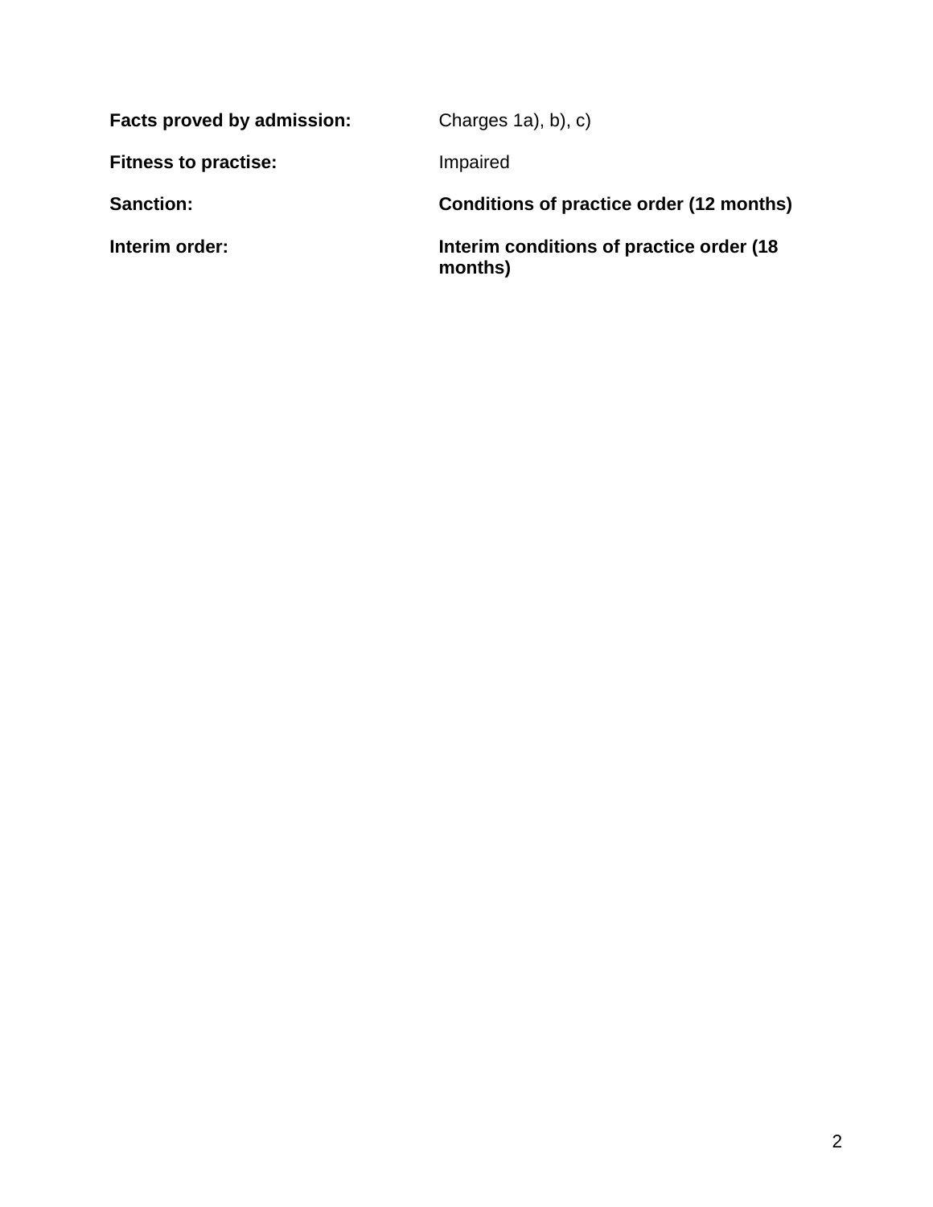**Facts proved by admission:** Charges 1a), b), c)

**Fitness to practise:** Impaired

**Sanction:** **Conditions of practice order (12 months)**

**Interim order:** **Interim conditions of practice order (18 months)**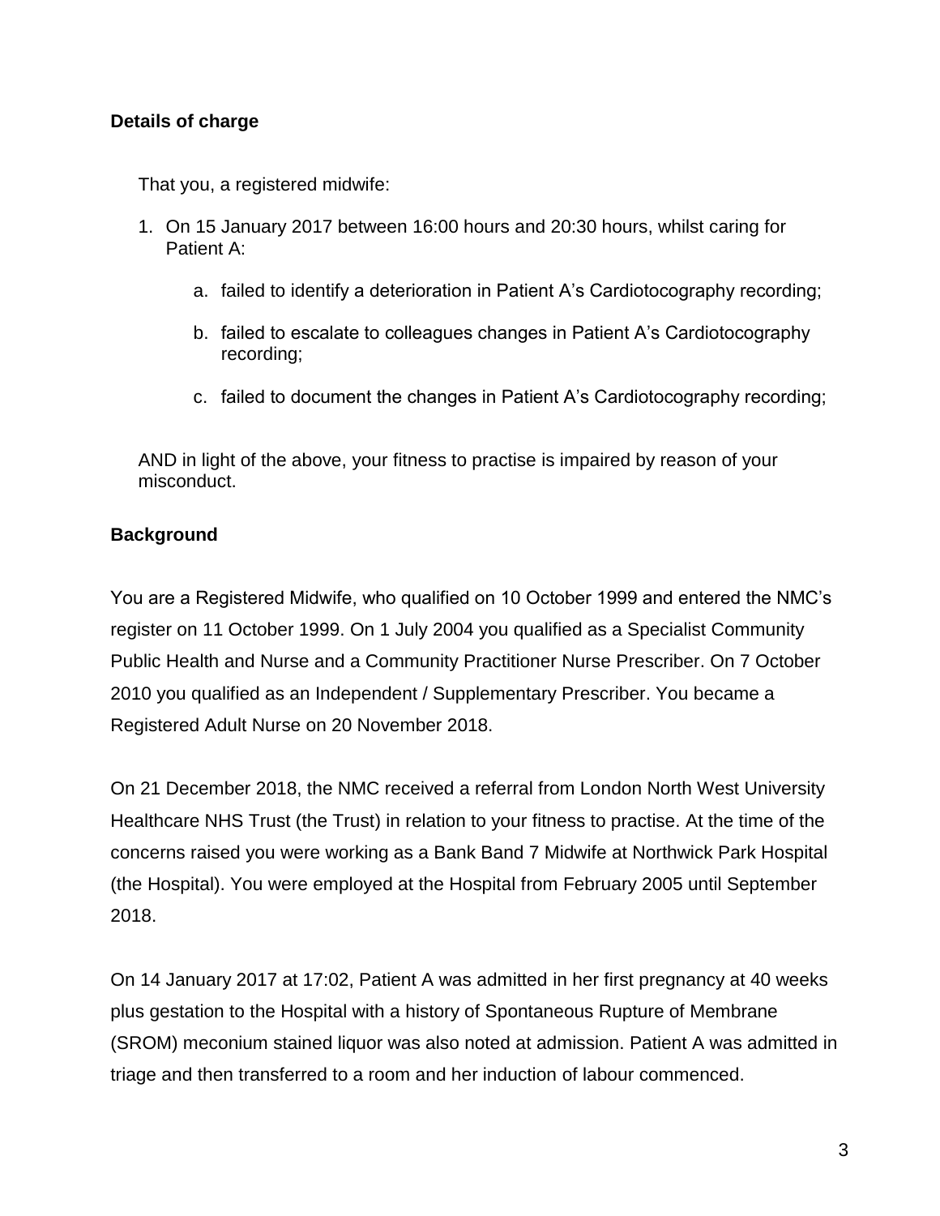**Details of charge**

That you, a registered midwife:

1. On 15 January 2017 between 16:00 hours and 20:30 hours, whilst caring for Patient A:

    a. failed to identify a deterioration in Patient A's Cardiotocography recording;

    b. failed to escalate to colleagues changes in Patient A's Cardiotocography recording;

    c. failed to document the changes in Patient A's Cardiotocography recording;

AND in light of the above, your fitness to practise is impaired by reason of your misconduct.

**Background**

You are a Registered Midwife, who qualified on 10 October 1999 and entered the NMC's register on 11 October 1999. On 1 July 2004 you qualified as a Specialist Community Public Health and Nurse and a Community Practitioner Nurse Prescriber. On 7 October 2010 you qualified as an Independent / Supplementary Prescriber. You became a Registered Adult Nurse on 20 November 2018.

On 21 December 2018, the NMC received a referral from London North West University Healthcare NHS Trust (the Trust) in relation to your fitness to practise. At the time of the concerns raised you were working as a Bank Band 7 Midwife at Northwick Park Hospital (the Hospital). You were employed at the Hospital from February 2005 until September 2018.

On 14 January 2017 at 17:02, Patient A was admitted in her first pregnancy at 40 weeks plus gestation to the Hospital with a history of Spontaneous Rupture of Membrane (SROM) meconium stained liquor was also noted at admission. Patient A was admitted in triage and then transferred to a room and her induction of labour commenced.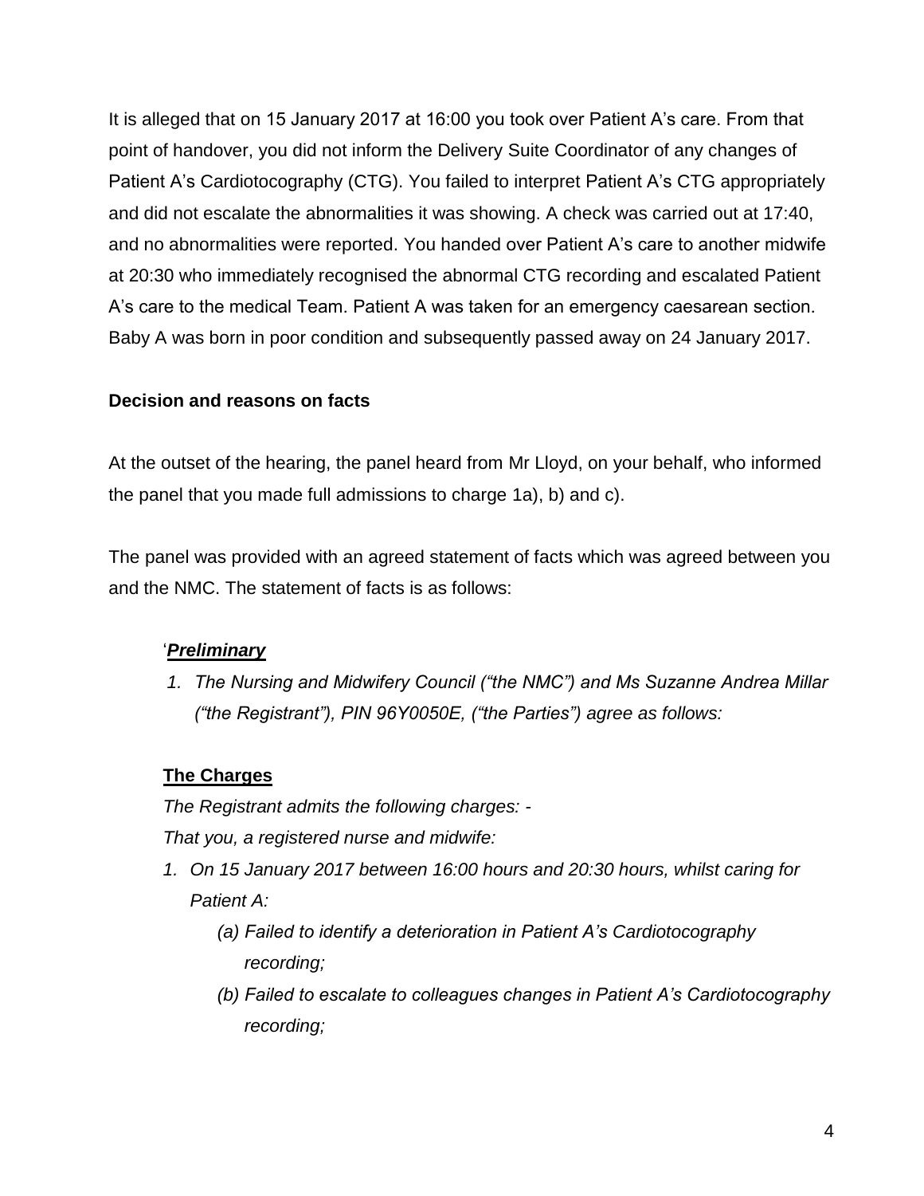It is alleged that on 15 January 2017 at 16:00 you took over Patient A's care. From that point of handover, you did not inform the Delivery Suite Coordinator of any changes of Patient A's Cardiotocography (CTG). You failed to interpret Patient A's CTG appropriately and did not escalate the abnormalities it was showing. A check was carried out at 17:40, and no abnormalities were reported. You handed over Patient A's care to another midwife at 20:30 who immediately recognised the abnormal CTG recording and escalated Patient A's care to the medical Team. Patient A was taken for an emergency caesarean section. Baby A was born in poor condition and subsequently passed away on 24 January 2017.

**Decision and reasons on facts**

At the outset of the hearing, the panel heard from Mr Lloyd, on your behalf, who informed the panel that you made full admissions to charge 1a), b) and c).

The panel was provided with an agreed statement of facts which was agreed between you and the NMC. The statement of facts is as follows:

'***<u>Preliminary</u>***

1. *The Nursing and Midwifery Council ("the NMC") and Ms Suzanne Andrea Millar ("the Registrant"), PIN 96Y0050E, ("the Parties") agree as follows:*

**<u>The Charges</u>**

*The Registrant admits the following charges: -*

*That you, a registered nurse and midwife:*

1. *On 15 January 2017 between 16:00 hours and 20:30 hours, whilst caring for Patient A:*
    - *(a) Failed to identify a deterioration in Patient A's Cardiotocography recording;*
    - *(b) Failed to escalate to colleagues changes in Patient A's Cardiotocography recording;*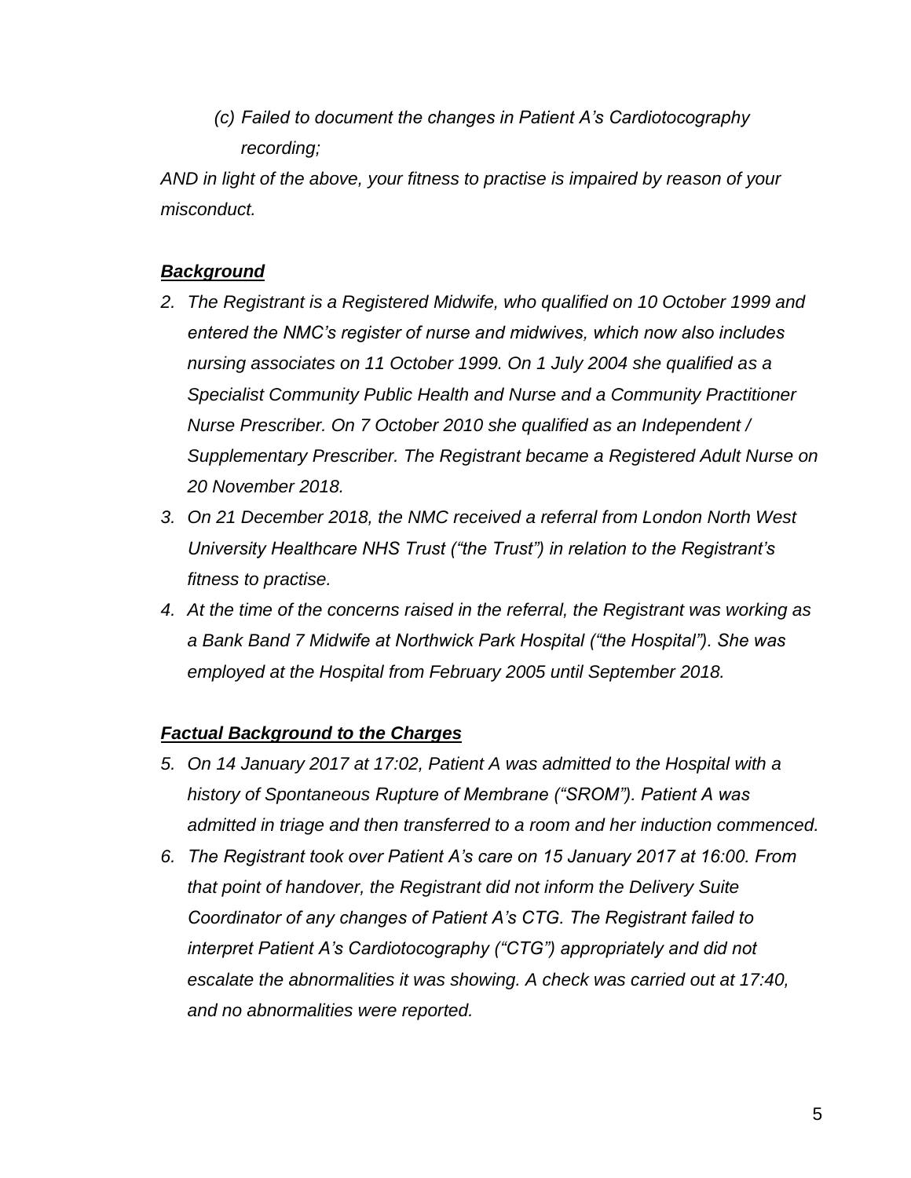*(c) Failed to document the changes in Patient A's Cardiotocography recording;*

*AND in light of the above, your fitness to practise is impaired by reason of your misconduct.*

***Background***

2. *The Registrant is a Registered Midwife, who qualified on 10 October 1999 and entered the NMC's register of nurse and midwives, which now also includes nursing associates on 11 October 1999. On 1 July 2004 she qualified as a Specialist Community Public Health and Nurse and a Community Practitioner Nurse Prescriber. On 7 October 2010 she qualified as an Independent / Supplementary Prescriber. The Registrant became a Registered Adult Nurse on 20 November 2018.*
3. *On 21 December 2018, the NMC received a referral from London North West University Healthcare NHS Trust ("the Trust") in relation to the Registrant's fitness to practise.*
4. *At the time of the concerns raised in the referral, the Registrant was working as a Bank Band 7 Midwife at Northwick Park Hospital ("the Hospital"). She was employed at the Hospital from February 2005 until September 2018.*

***Factual Background to the Charges***

5. *On 14 January 2017 at 17:02, Patient A was admitted to the Hospital with a history of Spontaneous Rupture of Membrane ("SROM"). Patient A was admitted in triage and then transferred to a room and her induction commenced.*
6. *The Registrant took over Patient A's care on 15 January 2017 at 16:00. From that point of handover, the Registrant did not inform the Delivery Suite Coordinator of any changes of Patient A's CTG. The Registrant failed to interpret Patient A's Cardiotocography ("CTG") appropriately and did not escalate the abnormalities it was showing. A check was carried out at 17:40, and no abnormalities were reported.*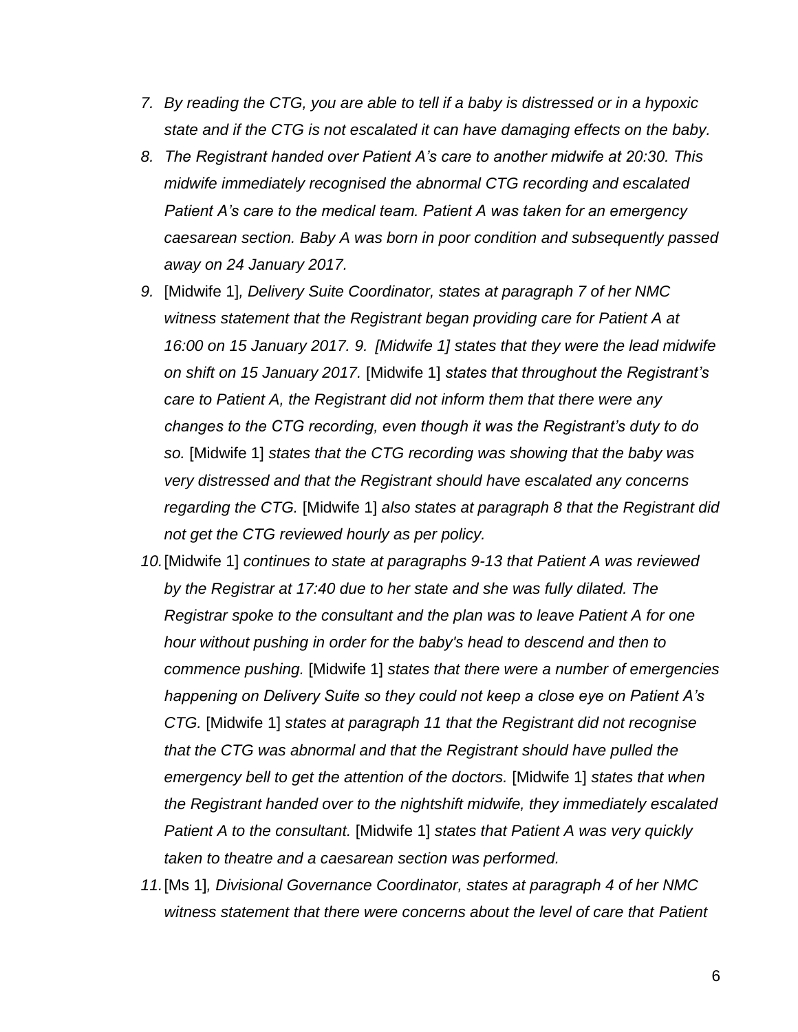7. *By reading the CTG, you are able to tell if a baby is distressed or in a hypoxic state and if the CTG is not escalated it can have damaging effects on the baby.*
8. *The Registrant handed over Patient A's care to another midwife at 20:30. This midwife immediately recognised the abnormal CTG recording and escalated Patient A's care to the medical team. Patient A was taken for an emergency caesarean section. Baby A was born in poor condition and subsequently passed away on 24 January 2017.*
9. [Midwife 1]*, Delivery Suite Coordinator, states at paragraph 7 of her NMC witness statement that the Registrant began providing care for Patient A at 16:00 on 15 January 2017. 9. [Midwife 1] states that they were the lead midwife on shift on 15 January 2017.* [Midwife 1] *states that throughout the Registrant's care to Patient A, the Registrant did not inform them that there were any changes to the CTG recording, even though it was the Registrant's duty to do so.* [Midwife 1] *states that the CTG recording was showing that the baby was very distressed and that the Registrant should have escalated any concerns regarding the CTG.* [Midwife 1] *also states at paragraph 8 that the Registrant did not get the CTG reviewed hourly as per policy.*
10. [Midwife 1] *continues to state at paragraphs 9-13 that Patient A was reviewed by the Registrar at 17:40 due to her state and she was fully dilated. The Registrar spoke to the consultant and the plan was to leave Patient A for one hour without pushing in order for the baby's head to descend and then to commence pushing.* [Midwife 1] *states that there were a number of emergencies happening on Delivery Suite so they could not keep a close eye on Patient A's CTG.* [Midwife 1] *states at paragraph 11 that the Registrant did not recognise that the CTG was abnormal and that the Registrant should have pulled the emergency bell to get the attention of the doctors.* [Midwife 1] *states that when the Registrant handed over to the nightshift midwife, they immediately escalated Patient A to the consultant.* [Midwife 1] *states that Patient A was very quickly taken to theatre and a caesarean section was performed.*
11. [Ms 1]*, Divisional Governance Coordinator, states at paragraph 4 of her NMC witness statement that there were concerns about the level of care that Patient*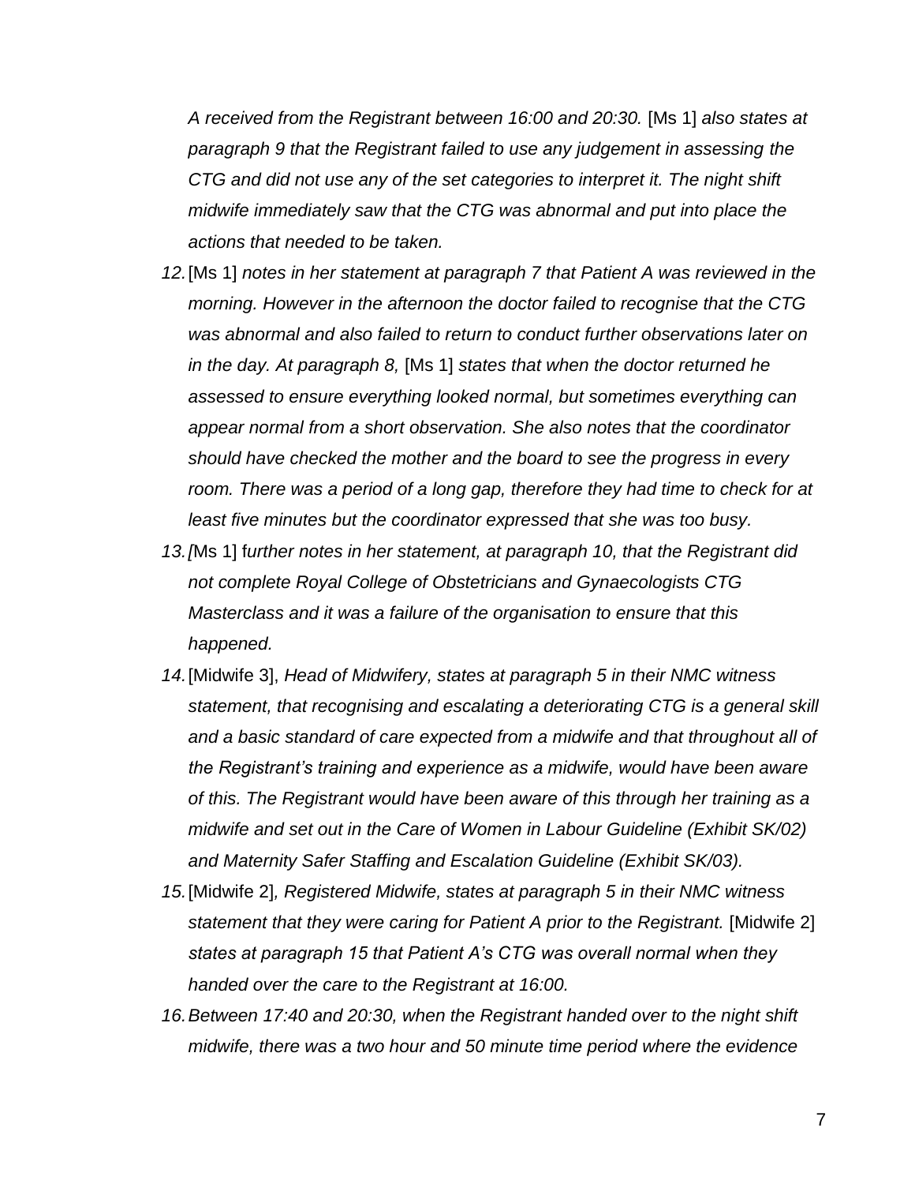*A received from the Registrant between 16:00 and 20:30.* [Ms 1] *also states at paragraph 9 that the Registrant failed to use any judgement in assessing the CTG and did not use any of the set categories to interpret it. The night shift midwife immediately saw that the CTG was abnormal and put into place the actions that needed to be taken.*

12. [Ms 1] *notes in her statement at paragraph 7 that Patient A was reviewed in the morning. However in the afternoon the doctor failed to recognise that the CTG was abnormal and also failed to return to conduct further observations later on in the day. At paragraph 8,* [Ms 1] *states that when the doctor returned he assessed to ensure everything looked normal, but sometimes everything can appear normal from a short observation. She also notes that the coordinator should have checked the mother and the board to see the progress in every room. There was a period of a long gap, therefore they had time to check for at least five minutes but the coordinator expressed that she was too busy.*
13. *[*Ms 1] f*urther notes in her statement, at paragraph 10, that the Registrant did not complete Royal College of Obstetricians and Gynaecologists CTG Masterclass and it was a failure of the organisation to ensure that this happened.*
14. [Midwife 3], *Head of Midwifery, states at paragraph 5 in their NMC witness statement, that recognising and escalating a deteriorating CTG is a general skill and a basic standard of care expected from a midwife and that throughout all of the Registrant's training and experience as a midwife, would have been aware of this. The Registrant would have been aware of this through her training as a midwife and set out in the Care of Women in Labour Guideline (Exhibit SK/02) and Maternity Safer Staffing and Escalation Guideline (Exhibit SK/03).*
15. [Midwife 2]*, Registered Midwife, states at paragraph 5 in their NMC witness statement that they were caring for Patient A prior to the Registrant.* [Midwife 2] *states at paragraph 15 that Patient A's CTG was overall normal when they handed over the care to the Registrant at 16:00.*
16. *Between 17:40 and 20:30, when the Registrant handed over to the night shift midwife, there was a two hour and 50 minute time period where the evidence*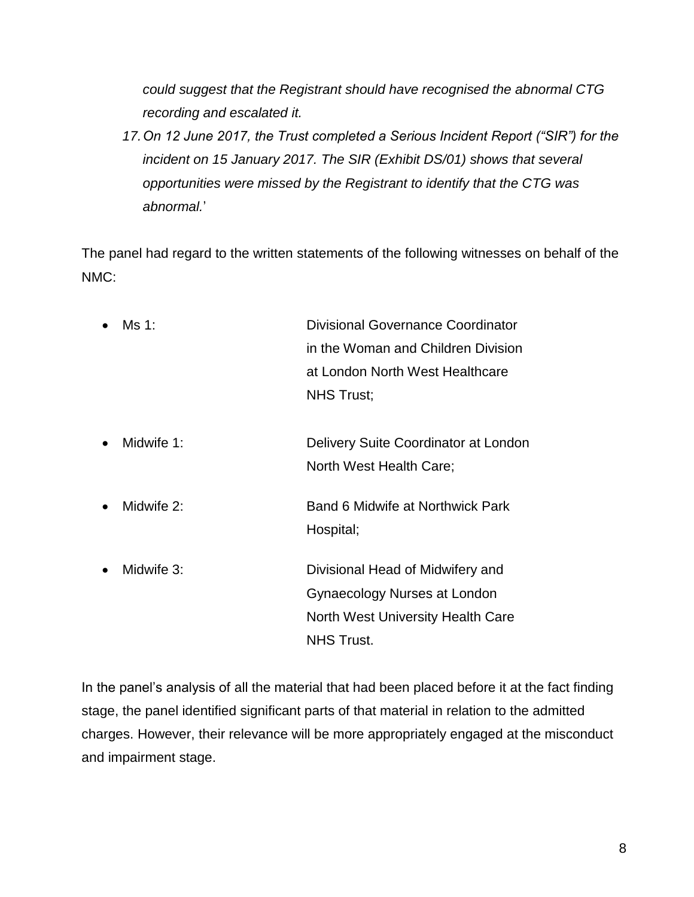*could suggest that the Registrant should have recognised the abnormal CTG recording and escalated it.*

*17. On 12 June 2017, the Trust completed a Serious Incident Report ("SIR") for the incident on 15 January 2017. The SIR (Exhibit DS/01) shows that several opportunities were missed by the Registrant to identify that the CTG was abnormal.*'

The panel had regard to the written statements of the following witnesses on behalf of the NMC:

- Ms 1: Divisional Governance Coordinator in the Woman and Children Division at London North West Healthcare NHS Trust;
- Midwife 1: Delivery Suite Coordinator at London North West Health Care;
- Midwife 2: Band 6 Midwife at Northwick Park Hospital;
- Midwife 3: Divisional Head of Midwifery and Gynaecology Nurses at London North West University Health Care NHS Trust.

In the panel's analysis of all the material that had been placed before it at the fact finding stage, the panel identified significant parts of that material in relation to the admitted charges. However, their relevance will be more appropriately engaged at the misconduct and impairment stage.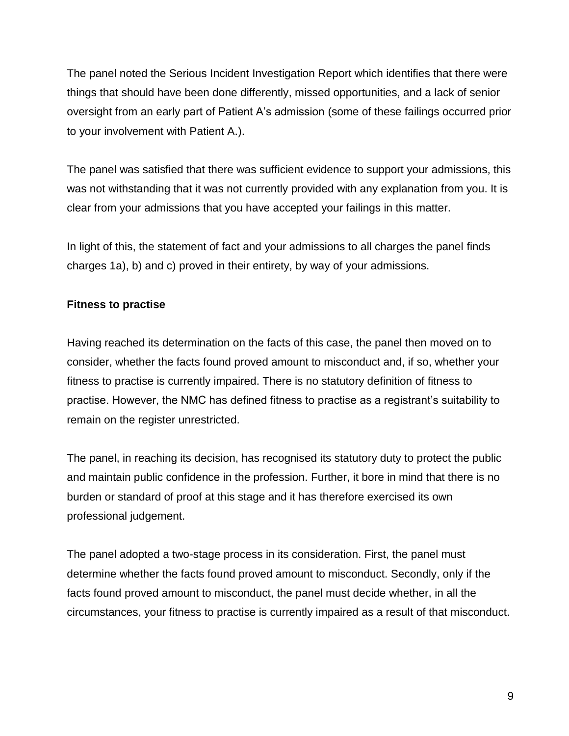The panel noted the Serious Incident Investigation Report which identifies that there were things that should have been done differently, missed opportunities, and a lack of senior oversight from an early part of Patient A's admission (some of these failings occurred prior to your involvement with Patient A.).

The panel was satisfied that there was sufficient evidence to support your admissions, this was not withstanding that it was not currently provided with any explanation from you. It is clear from your admissions that you have accepted your failings in this matter.

In light of this, the statement of fact and your admissions to all charges the panel finds charges 1a), b) and c) proved in their entirety, by way of your admissions.

**Fitness to practise**

Having reached its determination on the facts of this case, the panel then moved on to consider, whether the facts found proved amount to misconduct and, if so, whether your fitness to practise is currently impaired. There is no statutory definition of fitness to practise. However, the NMC has defined fitness to practise as a registrant's suitability to remain on the register unrestricted.

The panel, in reaching its decision, has recognised its statutory duty to protect the public and maintain public confidence in the profession. Further, it bore in mind that there is no burden or standard of proof at this stage and it has therefore exercised its own professional judgement.

The panel adopted a two-stage process in its consideration. First, the panel must determine whether the facts found proved amount to misconduct. Secondly, only if the facts found proved amount to misconduct, the panel must decide whether, in all the circumstances, your fitness to practise is currently impaired as a result of that misconduct.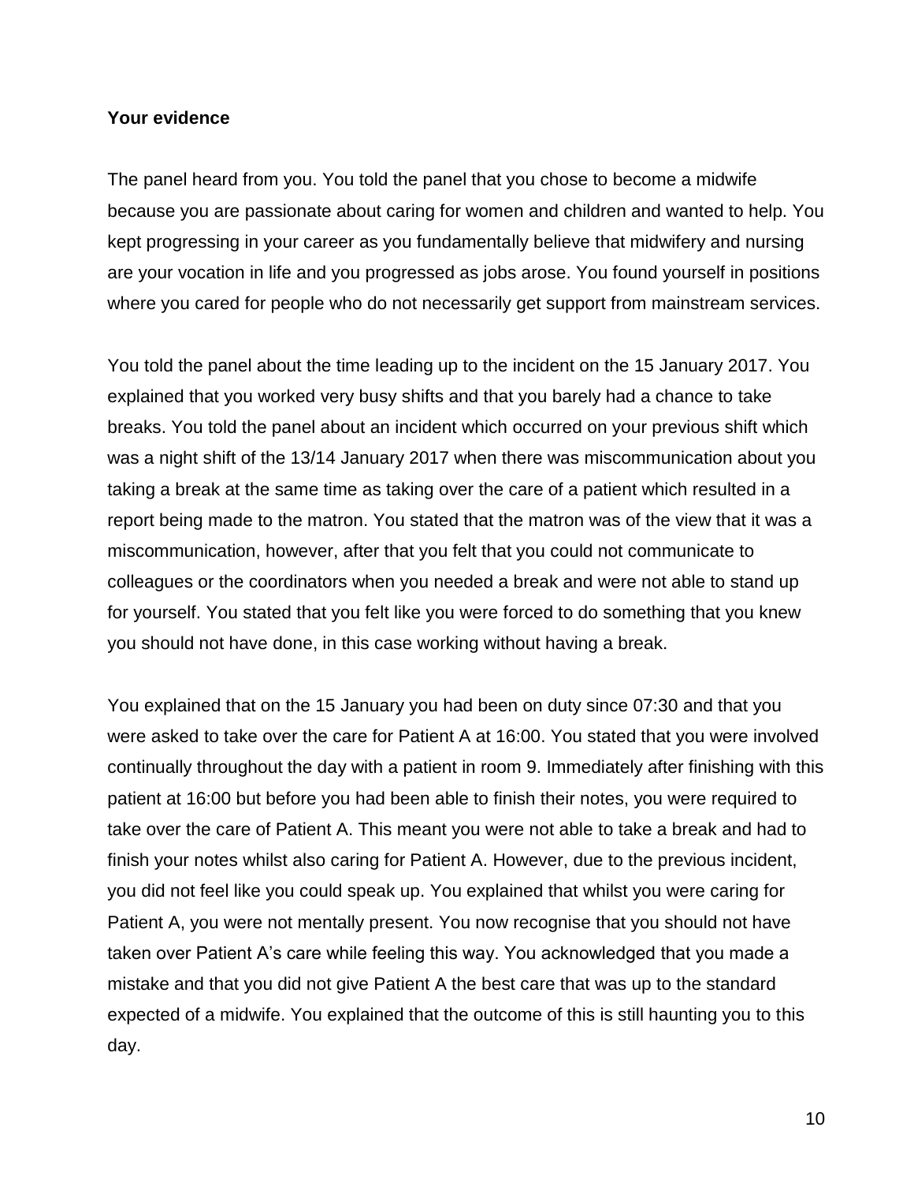**Your evidence**

The panel heard from you. You told the panel that you chose to become a midwife because you are passionate about caring for women and children and wanted to help. You kept progressing in your career as you fundamentally believe that midwifery and nursing are your vocation in life and you progressed as jobs arose. You found yourself in positions where you cared for people who do not necessarily get support from mainstream services.

You told the panel about the time leading up to the incident on the 15 January 2017. You explained that you worked very busy shifts and that you barely had a chance to take breaks. You told the panel about an incident which occurred on your previous shift which was a night shift of the 13/14 January 2017 when there was miscommunication about you taking a break at the same time as taking over the care of a patient which resulted in a report being made to the matron. You stated that the matron was of the view that it was a miscommunication, however, after that you felt that you could not communicate to colleagues or the coordinators when you needed a break and were not able to stand up for yourself. You stated that you felt like you were forced to do something that you knew you should not have done, in this case working without having a break.

You explained that on the 15 January you had been on duty since 07:30 and that you were asked to take over the care for Patient A at 16:00. You stated that you were involved continually throughout the day with a patient in room 9. Immediately after finishing with this patient at 16:00 but before you had been able to finish their notes, you were required to take over the care of Patient A. This meant you were not able to take a break and had to finish your notes whilst also caring for Patient A. However, due to the previous incident, you did not feel like you could speak up. You explained that whilst you were caring for Patient A, you were not mentally present. You now recognise that you should not have taken over Patient A's care while feeling this way. You acknowledged that you made a mistake and that you did not give Patient A the best care that was up to the standard expected of a midwife. You explained that the outcome of this is still haunting you to this day.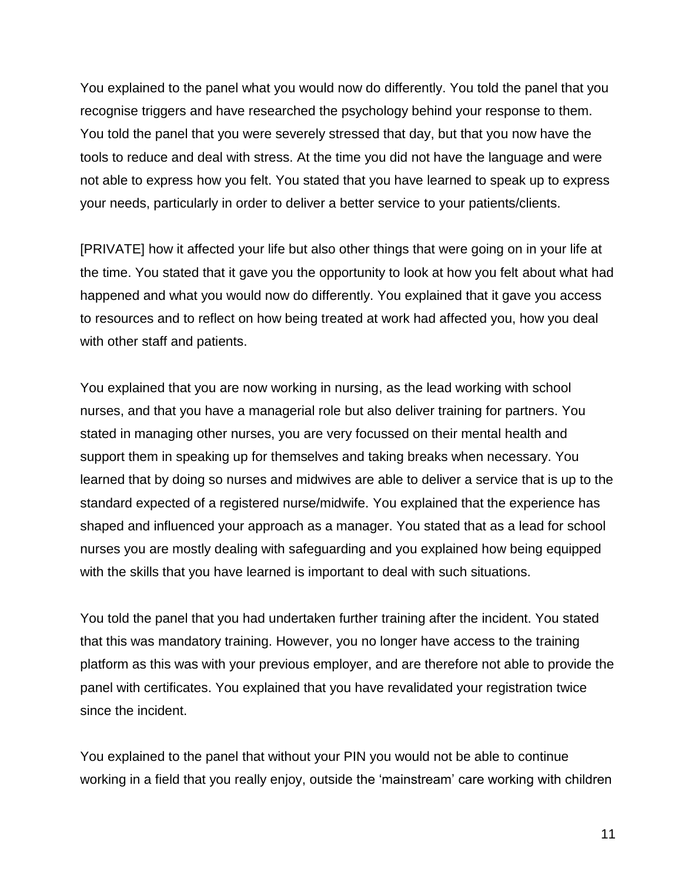You explained to the panel what you would now do differently. You told the panel that you recognise triggers and have researched the psychology behind your response to them. You told the panel that you were severely stressed that day, but that you now have the tools to reduce and deal with stress. At the time you did not have the language and were not able to express how you felt. You stated that you have learned to speak up to express your needs, particularly in order to deliver a better service to your patients/clients.

[PRIVATE] how it affected your life but also other things that were going on in your life at the time. You stated that it gave you the opportunity to look at how you felt about what had happened and what you would now do differently. You explained that it gave you access to resources and to reflect on how being treated at work had affected you, how you deal with other staff and patients.

You explained that you are now working in nursing, as the lead working with school nurses, and that you have a managerial role but also deliver training for partners. You stated in managing other nurses, you are very focussed on their mental health and support them in speaking up for themselves and taking breaks when necessary. You learned that by doing so nurses and midwives are able to deliver a service that is up to the standard expected of a registered nurse/midwife. You explained that the experience has shaped and influenced your approach as a manager. You stated that as a lead for school nurses you are mostly dealing with safeguarding and you explained how being equipped with the skills that you have learned is important to deal with such situations.

You told the panel that you had undertaken further training after the incident. You stated that this was mandatory training. However, you no longer have access to the training platform as this was with your previous employer, and are therefore not able to provide the panel with certificates. You explained that you have revalidated your registration twice since the incident.

You explained to the panel that without your PIN you would not be able to continue working in a field that you really enjoy, outside the 'mainstream' care working with children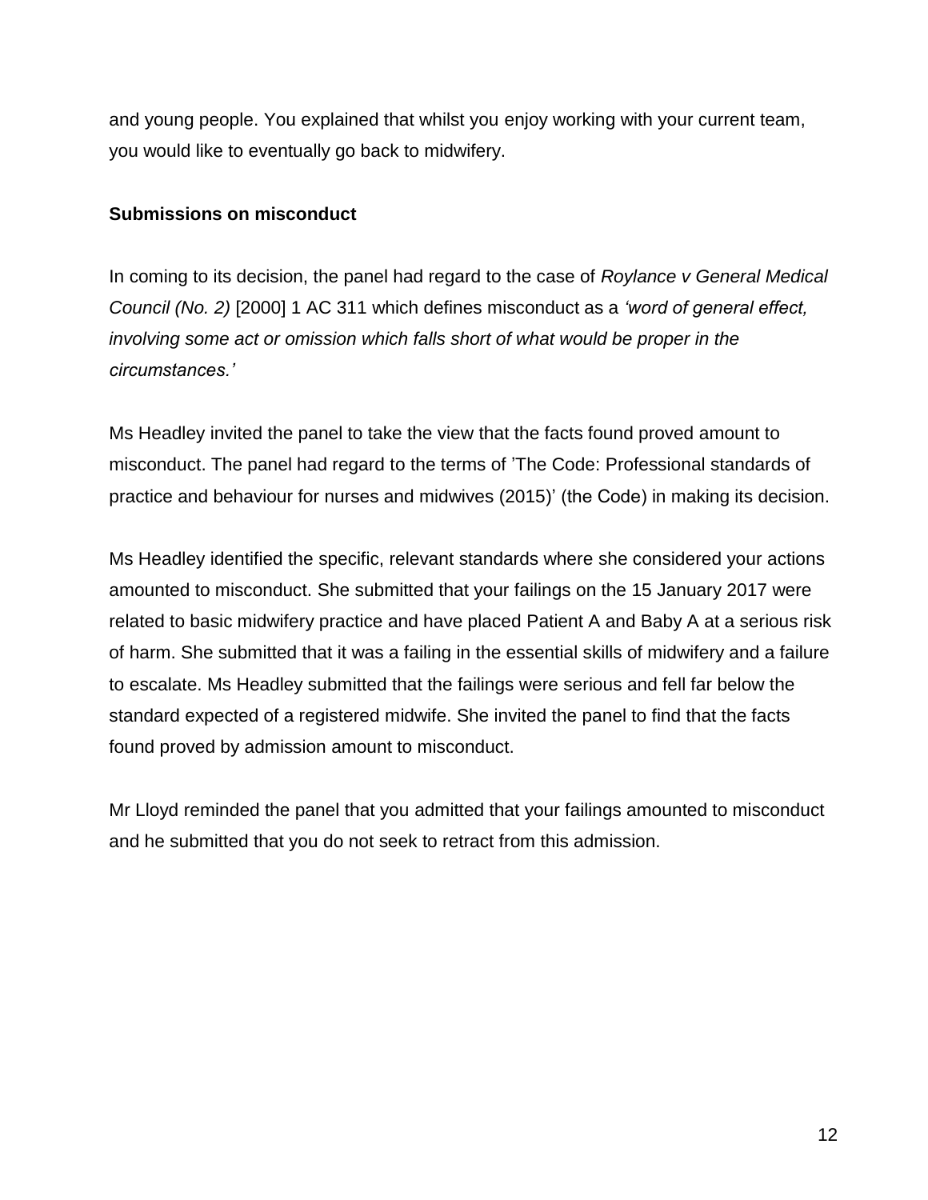and young people. You explained that whilst you enjoy working with your current team, you would like to eventually go back to midwifery.

**Submissions on misconduct**

In coming to its decision, the panel had regard to the case of *Roylance v General Medical Council (No. 2)* [2000] 1 AC 311 which defines misconduct as a *'word of general effect, involving some act or omission which falls short of what would be proper in the circumstances.'*

Ms Headley invited the panel to take the view that the facts found proved amount to misconduct. The panel had regard to the terms of 'The Code: Professional standards of practice and behaviour for nurses and midwives (2015)' (the Code) in making its decision.

Ms Headley identified the specific, relevant standards where she considered your actions amounted to misconduct. She submitted that your failings on the 15 January 2017 were related to basic midwifery practice and have placed Patient A and Baby A at a serious risk of harm. She submitted that it was a failing in the essential skills of midwifery and a failure to escalate. Ms Headley submitted that the failings were serious and fell far below the standard expected of a registered midwife. She invited the panel to find that the facts found proved by admission amount to misconduct.

Mr Lloyd reminded the panel that you admitted that your failings amounted to misconduct and he submitted that you do not seek to retract from this admission.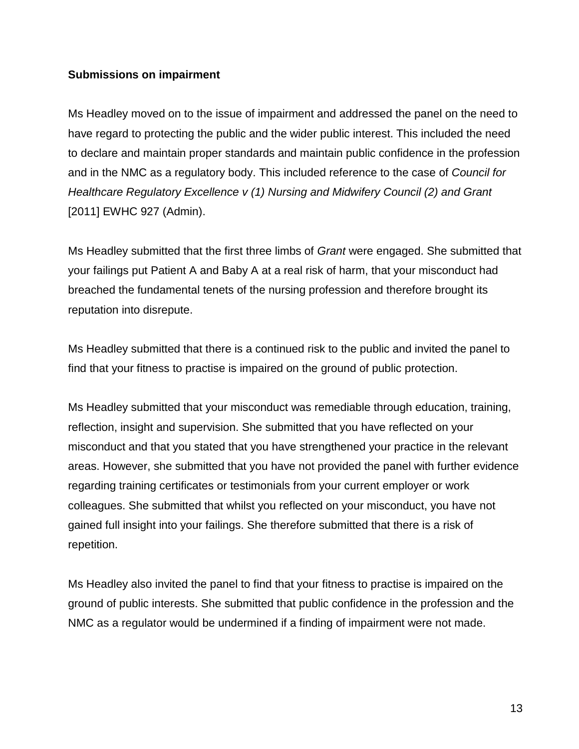**Submissions on impairment**

Ms Headley moved on to the issue of impairment and addressed the panel on the need to have regard to protecting the public and the wider public interest. This included the need to declare and maintain proper standards and maintain public confidence in the profession and in the NMC as a regulatory body. This included reference to the case of *Council for Healthcare Regulatory Excellence v (1) Nursing and Midwifery Council (2) and Grant* [2011] EWHC 927 (Admin).

Ms Headley submitted that the first three limbs of *Grant* were engaged. She submitted that your failings put Patient A and Baby A at a real risk of harm, that your misconduct had breached the fundamental tenets of the nursing profession and therefore brought its reputation into disrepute.

Ms Headley submitted that there is a continued risk to the public and invited the panel to find that your fitness to practise is impaired on the ground of public protection.

Ms Headley submitted that your misconduct was remediable through education, training, reflection, insight and supervision. She submitted that you have reflected on your misconduct and that you stated that you have strengthened your practice in the relevant areas. However, she submitted that you have not provided the panel with further evidence regarding training certificates or testimonials from your current employer or work colleagues. She submitted that whilst you reflected on your misconduct, you have not gained full insight into your failings. She therefore submitted that there is a risk of repetition.

Ms Headley also invited the panel to find that your fitness to practise is impaired on the ground of public interests. She submitted that public confidence in the profession and the NMC as a regulator would be undermined if a finding of impairment were not made.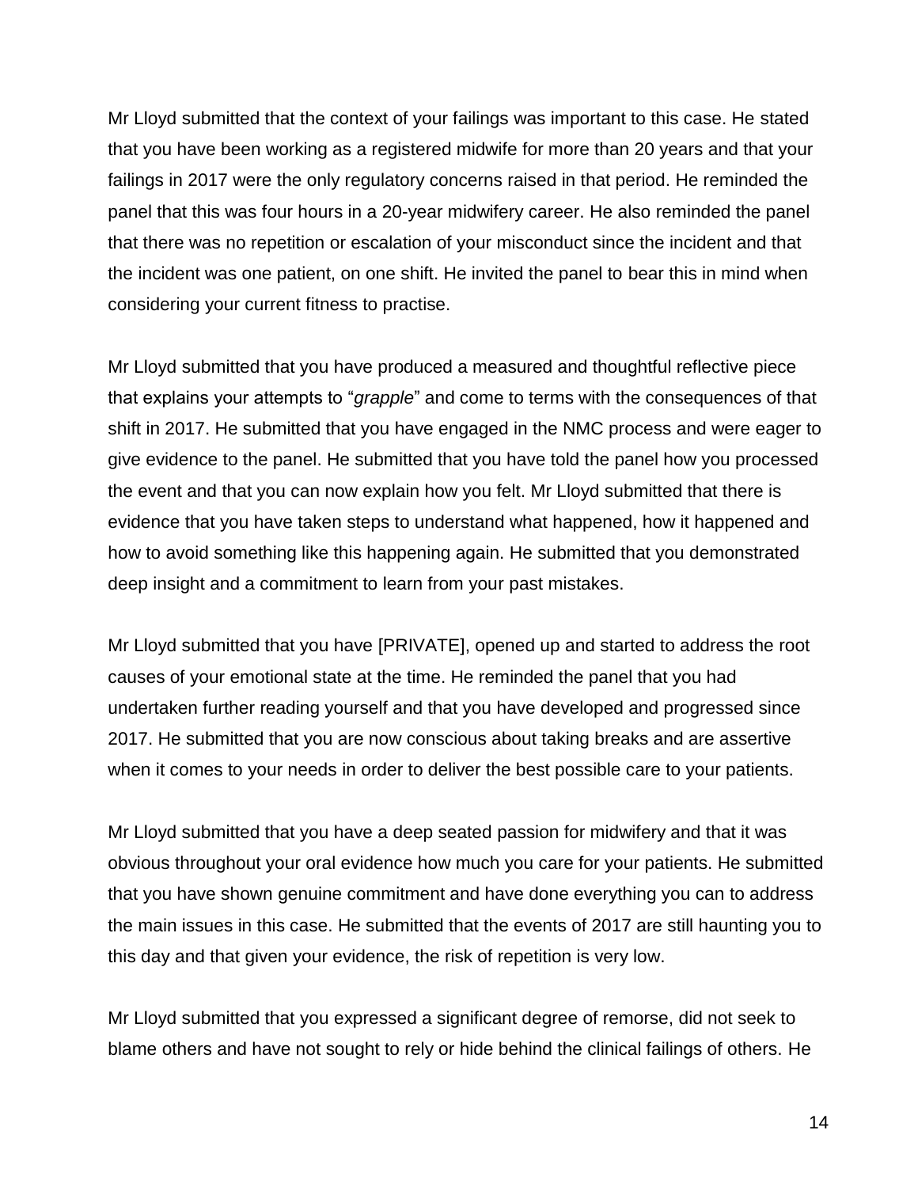Mr Lloyd submitted that the context of your failings was important to this case. He stated that you have been working as a registered midwife for more than 20 years and that your failings in 2017 were the only regulatory concerns raised in that period. He reminded the panel that this was four hours in a 20-year midwifery career. He also reminded the panel that there was no repetition or escalation of your misconduct since the incident and that the incident was one patient, on one shift. He invited the panel to bear this in mind when considering your current fitness to practise.

Mr Lloyd submitted that you have produced a measured and thoughtful reflective piece that explains your attempts to "*grapple*" and come to terms with the consequences of that shift in 2017. He submitted that you have engaged in the NMC process and were eager to give evidence to the panel. He submitted that you have told the panel how you processed the event and that you can now explain how you felt. Mr Lloyd submitted that there is evidence that you have taken steps to understand what happened, how it happened and how to avoid something like this happening again. He submitted that you demonstrated deep insight and a commitment to learn from your past mistakes.

Mr Lloyd submitted that you have [PRIVATE], opened up and started to address the root causes of your emotional state at the time. He reminded the panel that you had undertaken further reading yourself and that you have developed and progressed since 2017. He submitted that you are now conscious about taking breaks and are assertive when it comes to your needs in order to deliver the best possible care to your patients.

Mr Lloyd submitted that you have a deep seated passion for midwifery and that it was obvious throughout your oral evidence how much you care for your patients. He submitted that you have shown genuine commitment and have done everything you can to address the main issues in this case. He submitted that the events of 2017 are still haunting you to this day and that given your evidence, the risk of repetition is very low.

Mr Lloyd submitted that you expressed a significant degree of remorse, did not seek to blame others and have not sought to rely or hide behind the clinical failings of others. He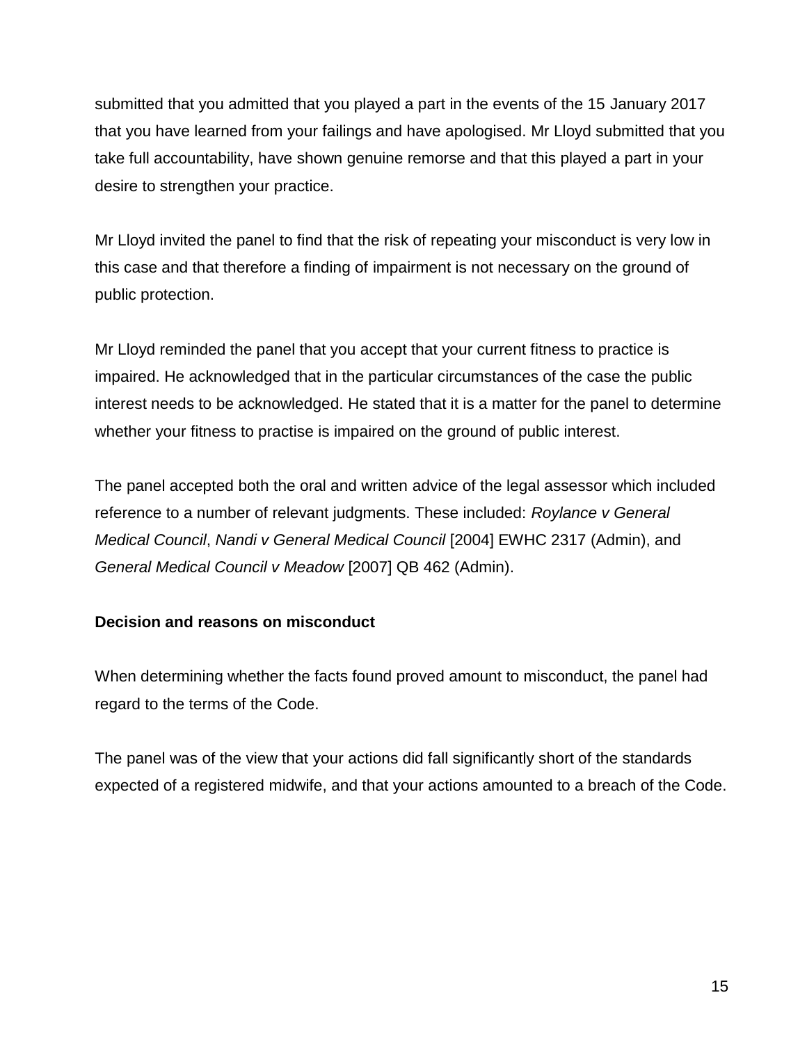submitted that you admitted that you played a part in the events of the 15 January 2017 that you have learned from your failings and have apologised. Mr Lloyd submitted that you take full accountability, have shown genuine remorse and that this played a part in your desire to strengthen your practice.

Mr Lloyd invited the panel to find that the risk of repeating your misconduct is very low in this case and that therefore a finding of impairment is not necessary on the ground of public protection.

Mr Lloyd reminded the panel that you accept that your current fitness to practice is impaired. He acknowledged that in the particular circumstances of the case the public interest needs to be acknowledged. He stated that it is a matter for the panel to determine whether your fitness to practise is impaired on the ground of public interest.

The panel accepted both the oral and written advice of the legal assessor which included reference to a number of relevant judgments. These included: *Roylance v General Medical Council*, *Nandi v General Medical Council* [2004] EWHC 2317 (Admin), and *General Medical Council v Meadow* [2007] QB 462 (Admin).

**Decision and reasons on misconduct**

When determining whether the facts found proved amount to misconduct, the panel had regard to the terms of the Code.

The panel was of the view that your actions did fall significantly short of the standards expected of a registered midwife, and that your actions amounted to a breach of the Code.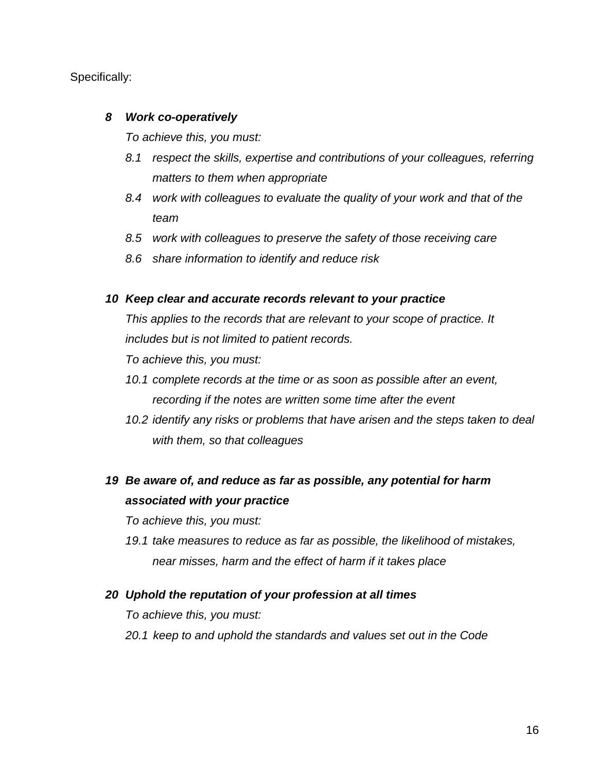Specifically:

***8 Work co-operatively***

*To achieve this, you must:*

- *8.1 respect the skills, expertise and contributions of your colleagues, referring matters to them when appropriate*
- *8.4 work with colleagues to evaluate the quality of your work and that of the team*
- *8.5 work with colleagues to preserve the safety of those receiving care*
- *8.6 share information to identify and reduce risk*

***10 Keep clear and accurate records relevant to your practice***

*This applies to the records that are relevant to your scope of practice. It includes but is not limited to patient records.*

*To achieve this, you must:*

- *10.1 complete records at the time or as soon as possible after an event, recording if the notes are written some time after the event*
- *10.2 identify any risks or problems that have arisen and the steps taken to deal with them, so that colleagues*

***19 Be aware of, and reduce as far as possible, any potential for harm associated with your practice***

*To achieve this, you must:*

- *19.1 take measures to reduce as far as possible, the likelihood of mistakes, near misses, harm and the effect of harm if it takes place*

***20 Uphold the reputation of your profession at all times***

*To achieve this, you must:*

- *20.1 keep to and uphold the standards and values set out in the Code*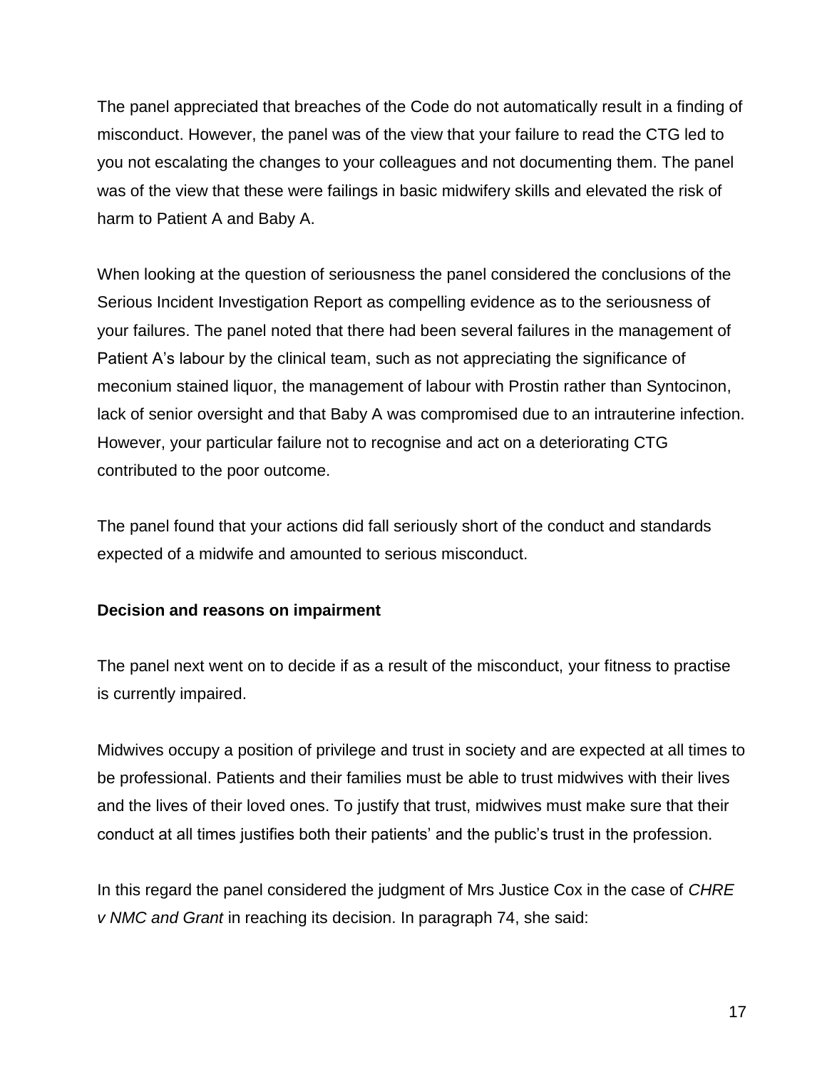The panel appreciated that breaches of the Code do not automatically result in a finding of misconduct. However, the panel was of the view that your failure to read the CTG led to you not escalating the changes to your colleagues and not documenting them. The panel was of the view that these were failings in basic midwifery skills and elevated the risk of harm to Patient A and Baby A.

When looking at the question of seriousness the panel considered the conclusions of the Serious Incident Investigation Report as compelling evidence as to the seriousness of your failures. The panel noted that there had been several failures in the management of Patient A's labour by the clinical team, such as not appreciating the significance of meconium stained liquor, the management of labour with Prostin rather than Syntocinon, lack of senior oversight and that Baby A was compromised due to an intrauterine infection. However, your particular failure not to recognise and act on a deteriorating CTG contributed to the poor outcome.

The panel found that your actions did fall seriously short of the conduct and standards expected of a midwife and amounted to serious misconduct.

**Decision and reasons on impairment**

The panel next went on to decide if as a result of the misconduct, your fitness to practise is currently impaired.

Midwives occupy a position of privilege and trust in society and are expected at all times to be professional. Patients and their families must be able to trust midwives with their lives and the lives of their loved ones. To justify that trust, midwives must make sure that their conduct at all times justifies both their patients' and the public's trust in the profession.

In this regard the panel considered the judgment of Mrs Justice Cox in the case of *CHRE v NMC and Grant* in reaching its decision. In paragraph 74, she said: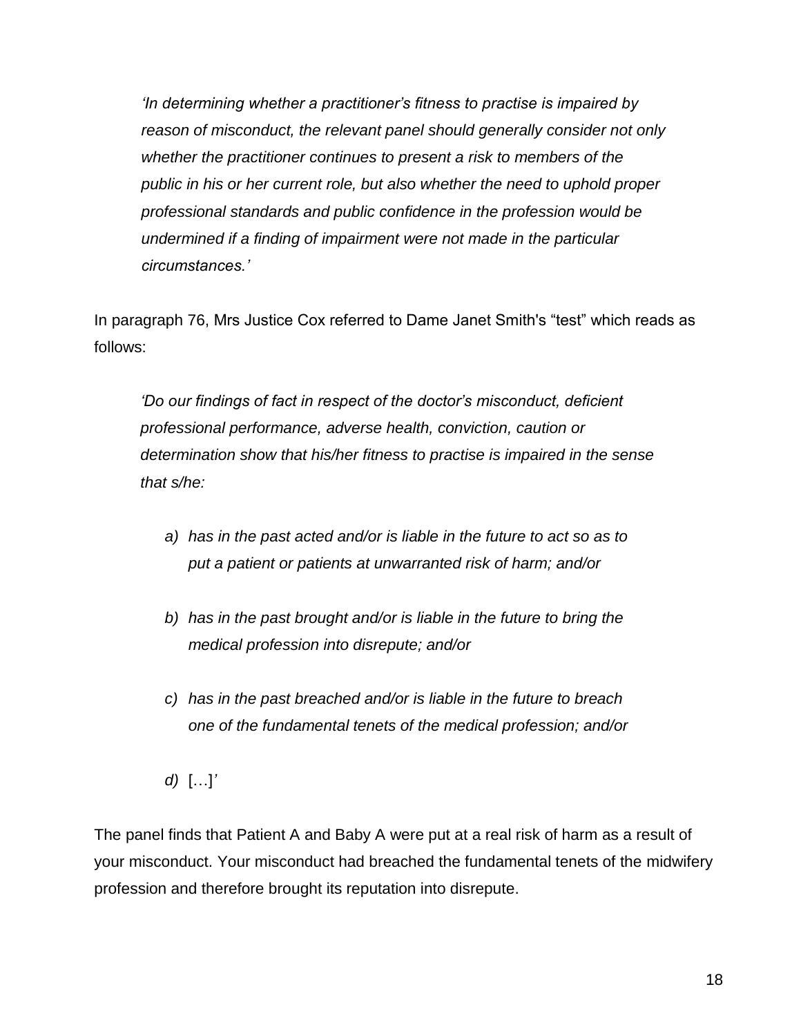> *'In determining whether a practitioner's fitness to practise is impaired by reason of misconduct, the relevant panel should generally consider not only whether the practitioner continues to present a risk to members of the public in his or her current role, but also whether the need to uphold proper professional standards and public confidence in the profession would be undermined if a finding of impairment were not made in the particular circumstances.'*

In paragraph 76, Mrs Justice Cox referred to Dame Janet Smith's "test" which reads as follows:

> *'Do our findings of fact in respect of the doctor's misconduct, deficient professional performance, adverse health, conviction, caution or determination show that his/her fitness to practise is impaired in the sense that s/he:*
>
> *a) has in the past acted and/or is liable in the future to act so as to put a patient or patients at unwarranted risk of harm; and/or*
>
> *b) has in the past brought and/or is liable in the future to bring the medical profession into disrepute; and/or*
>
> *c) has in the past breached and/or is liable in the future to breach one of the fundamental tenets of the medical profession; and/or*
>
> *d) […]'*

The panel finds that Patient A and Baby A were put at a real risk of harm as a result of your misconduct. Your misconduct had breached the fundamental tenets of the midwifery profession and therefore brought its reputation into disrepute.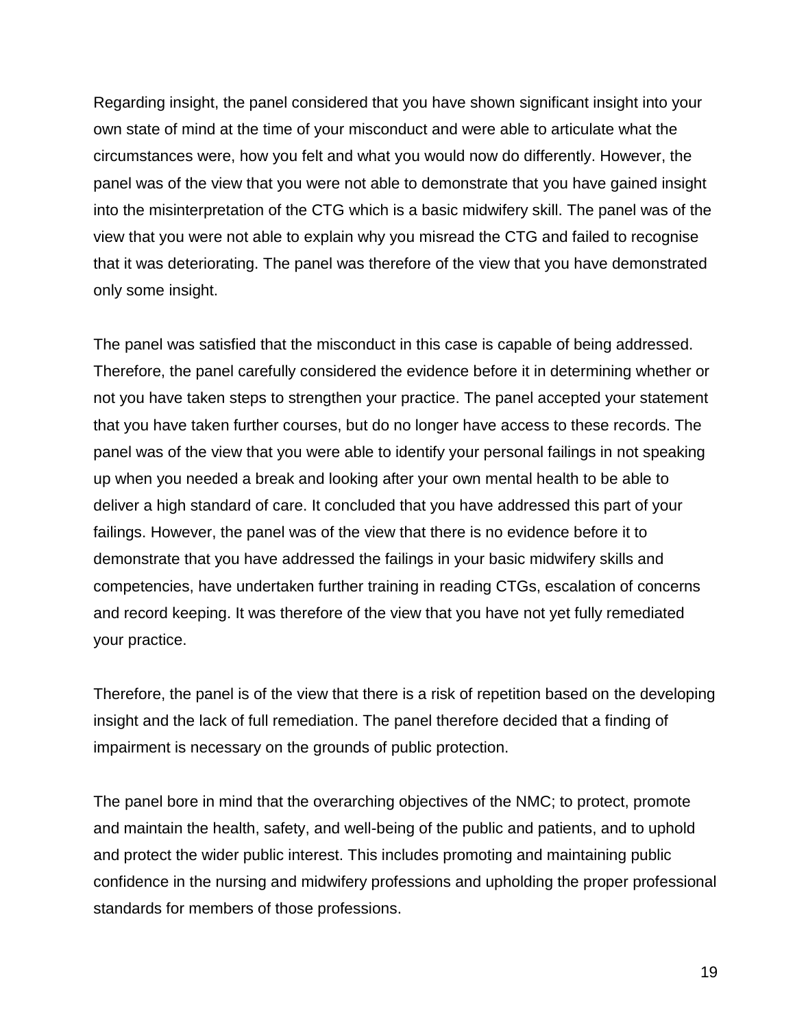Regarding insight, the panel considered that you have shown significant insight into your own state of mind at the time of your misconduct and were able to articulate what the circumstances were, how you felt and what you would now do differently. However, the panel was of the view that you were not able to demonstrate that you have gained insight into the misinterpretation of the CTG which is a basic midwifery skill. The panel was of the view that you were not able to explain why you misread the CTG and failed to recognise that it was deteriorating. The panel was therefore of the view that you have demonstrated only some insight.

The panel was satisfied that the misconduct in this case is capable of being addressed. Therefore, the panel carefully considered the evidence before it in determining whether or not you have taken steps to strengthen your practice. The panel accepted your statement that you have taken further courses, but do no longer have access to these records. The panel was of the view that you were able to identify your personal failings in not speaking up when you needed a break and looking after your own mental health to be able to deliver a high standard of care. It concluded that you have addressed this part of your failings. However, the panel was of the view that there is no evidence before it to demonstrate that you have addressed the failings in your basic midwifery skills and competencies, have undertaken further training in reading CTGs, escalation of concerns and record keeping. It was therefore of the view that you have not yet fully remediated your practice.

Therefore, the panel is of the view that there is a risk of repetition based on the developing insight and the lack of full remediation. The panel therefore decided that a finding of impairment is necessary on the grounds of public protection.

The panel bore in mind that the overarching objectives of the NMC; to protect, promote and maintain the health, safety, and well-being of the public and patients, and to uphold and protect the wider public interest. This includes promoting and maintaining public confidence in the nursing and midwifery professions and upholding the proper professional standards for members of those professions.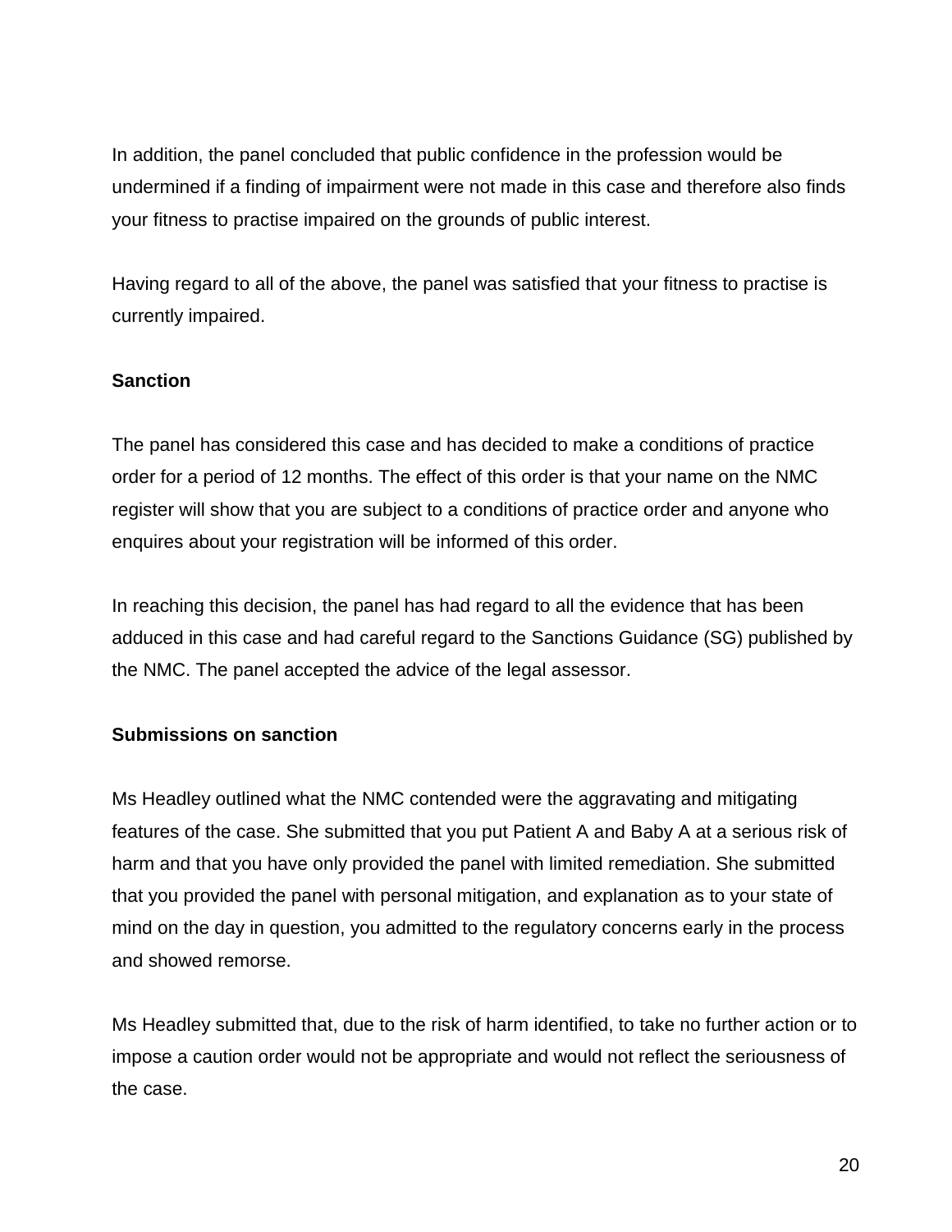In addition, the panel concluded that public confidence in the profession would be undermined if a finding of impairment were not made in this case and therefore also finds your fitness to practise impaired on the grounds of public interest.

Having regard to all of the above, the panel was satisfied that your fitness to practise is currently impaired.

**Sanction**

The panel has considered this case and has decided to make a conditions of practice order for a period of 12 months. The effect of this order is that your name on the NMC register will show that you are subject to a conditions of practice order and anyone who enquires about your registration will be informed of this order.

In reaching this decision, the panel has had regard to all the evidence that has been adduced in this case and had careful regard to the Sanctions Guidance (SG) published by the NMC. The panel accepted the advice of the legal assessor.

**Submissions on sanction**

Ms Headley outlined what the NMC contended were the aggravating and mitigating features of the case. She submitted that you put Patient A and Baby A at a serious risk of harm and that you have only provided the panel with limited remediation. She submitted that you provided the panel with personal mitigation, and explanation as to your state of mind on the day in question, you admitted to the regulatory concerns early in the process and showed remorse.

Ms Headley submitted that, due to the risk of harm identified, to take no further action or to impose a caution order would not be appropriate and would not reflect the seriousness of the case.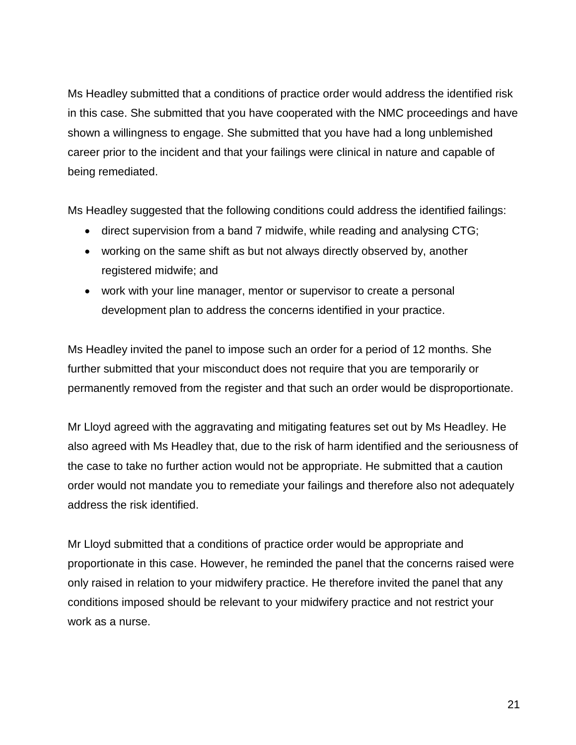Ms Headley submitted that a conditions of practice order would address the identified risk in this case. She submitted that you have cooperated with the NMC proceedings and have shown a willingness to engage. She submitted that you have had a long unblemished career prior to the incident and that your failings were clinical in nature and capable of being remediated.

Ms Headley suggested that the following conditions could address the identified failings:

- direct supervision from a band 7 midwife, while reading and analysing CTG;
- working on the same shift as but not always directly observed by, another registered midwife; and
- work with your line manager, mentor or supervisor to create a personal development plan to address the concerns identified in your practice.

Ms Headley invited the panel to impose such an order for a period of 12 months. She further submitted that your misconduct does not require that you are temporarily or permanently removed from the register and that such an order would be disproportionate.

Mr Lloyd agreed with the aggravating and mitigating features set out by Ms Headley. He also agreed with Ms Headley that, due to the risk of harm identified and the seriousness of the case to take no further action would not be appropriate. He submitted that a caution order would not mandate you to remediate your failings and therefore also not adequately address the risk identified.

Mr Lloyd submitted that a conditions of practice order would be appropriate and proportionate in this case. However, he reminded the panel that the concerns raised were only raised in relation to your midwifery practice. He therefore invited the panel that any conditions imposed should be relevant to your midwifery practice and not restrict your work as a nurse.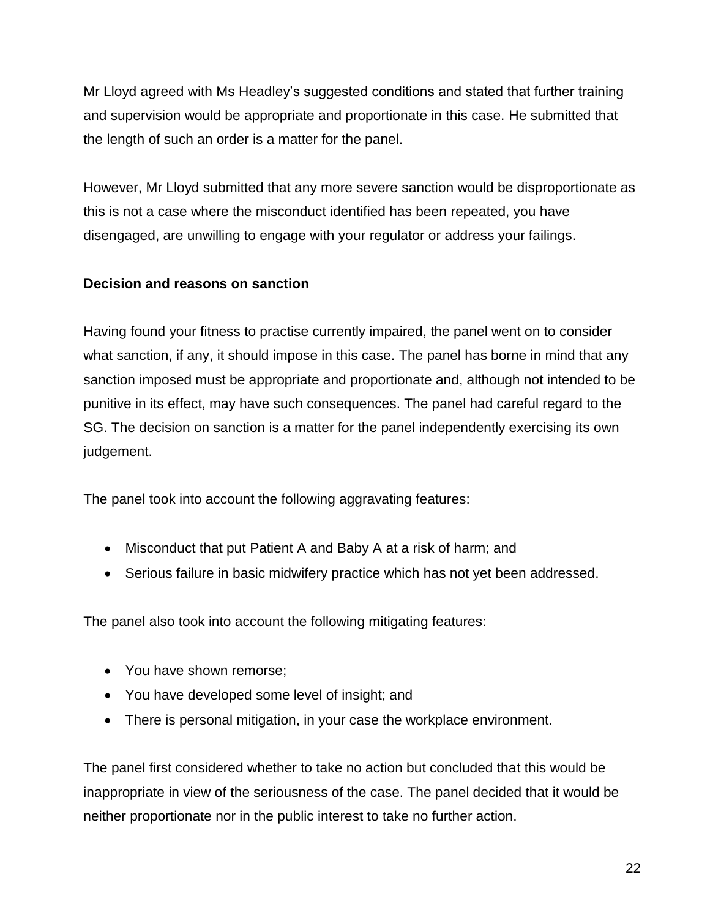Mr Lloyd agreed with Ms Headley's suggested conditions and stated that further training and supervision would be appropriate and proportionate in this case. He submitted that the length of such an order is a matter for the panel.

However, Mr Lloyd submitted that any more severe sanction would be disproportionate as this is not a case where the misconduct identified has been repeated, you have disengaged, are unwilling to engage with your regulator or address your failings.

**Decision and reasons on sanction**

Having found your fitness to practise currently impaired, the panel went on to consider what sanction, if any, it should impose in this case. The panel has borne in mind that any sanction imposed must be appropriate and proportionate and, although not intended to be punitive in its effect, may have such consequences. The panel had careful regard to the SG. The decision on sanction is a matter for the panel independently exercising its own judgement.

The panel took into account the following aggravating features:

- Misconduct that put Patient A and Baby A at a risk of harm; and
- Serious failure in basic midwifery practice which has not yet been addressed.

The panel also took into account the following mitigating features:

- You have shown remorse;
- You have developed some level of insight; and
- There is personal mitigation, in your case the workplace environment.

The panel first considered whether to take no action but concluded that this would be inappropriate in view of the seriousness of the case. The panel decided that it would be neither proportionate nor in the public interest to take no further action.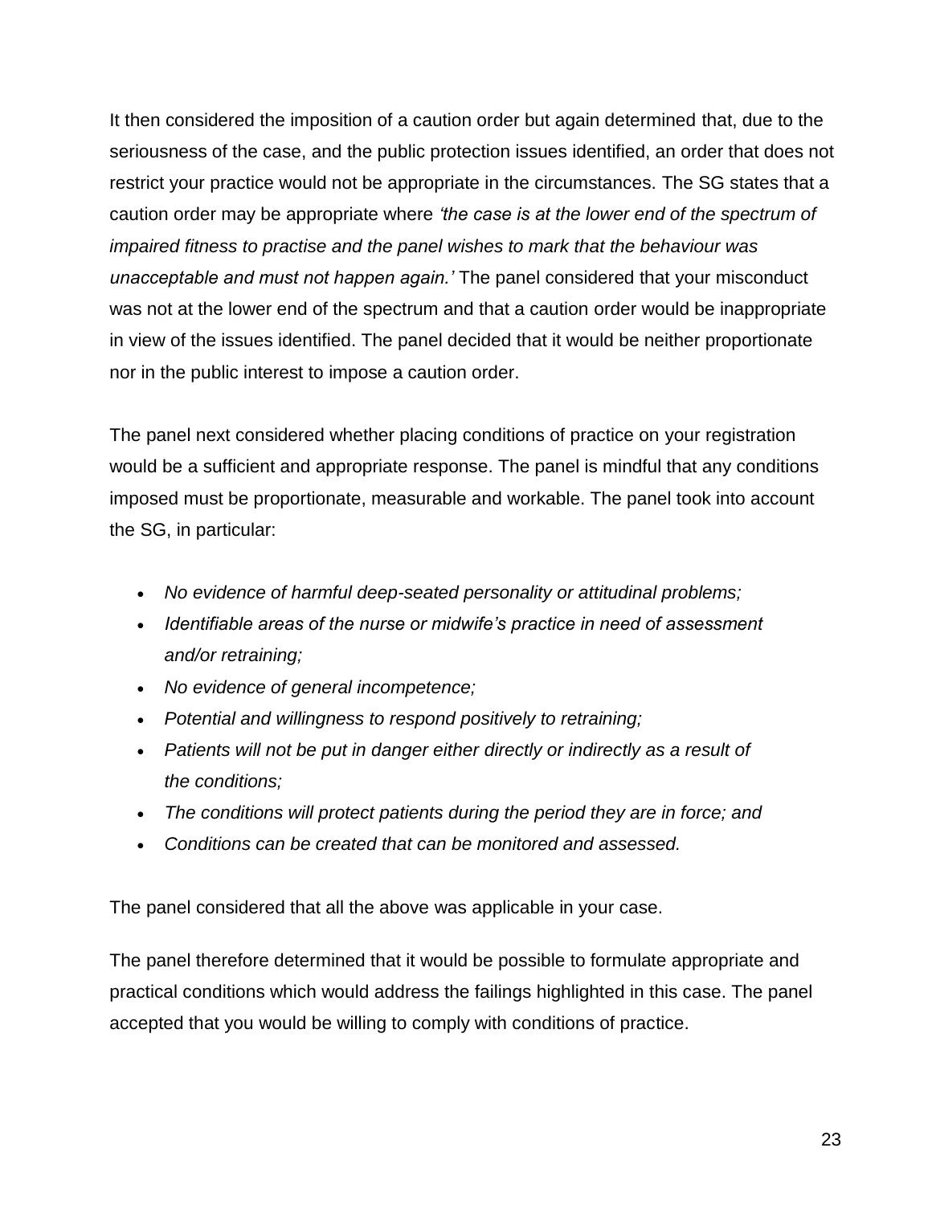It then considered the imposition of a caution order but again determined that, due to the seriousness of the case, and the public protection issues identified, an order that does not restrict your practice would not be appropriate in the circumstances. The SG states that a caution order may be appropriate where *'the case is at the lower end of the spectrum of impaired fitness to practise and the panel wishes to mark that the behaviour was unacceptable and must not happen again.'* The panel considered that your misconduct was not at the lower end of the spectrum and that a caution order would be inappropriate in view of the issues identified. The panel decided that it would be neither proportionate nor in the public interest to impose a caution order.

The panel next considered whether placing conditions of practice on your registration would be a sufficient and appropriate response. The panel is mindful that any conditions imposed must be proportionate, measurable and workable. The panel took into account the SG, in particular:

- *No evidence of harmful deep-seated personality or attitudinal problems;*
- *Identifiable areas of the nurse or midwife's practice in need of assessment and/or retraining;*
- *No evidence of general incompetence;*
- *Potential and willingness to respond positively to retraining;*
- *Patients will not be put in danger either directly or indirectly as a result of the conditions;*
- *The conditions will protect patients during the period they are in force; and*
- *Conditions can be created that can be monitored and assessed.*

The panel considered that all the above was applicable in your case.

The panel therefore determined that it would be possible to formulate appropriate and practical conditions which would address the failings highlighted in this case. The panel accepted that you would be willing to comply with conditions of practice.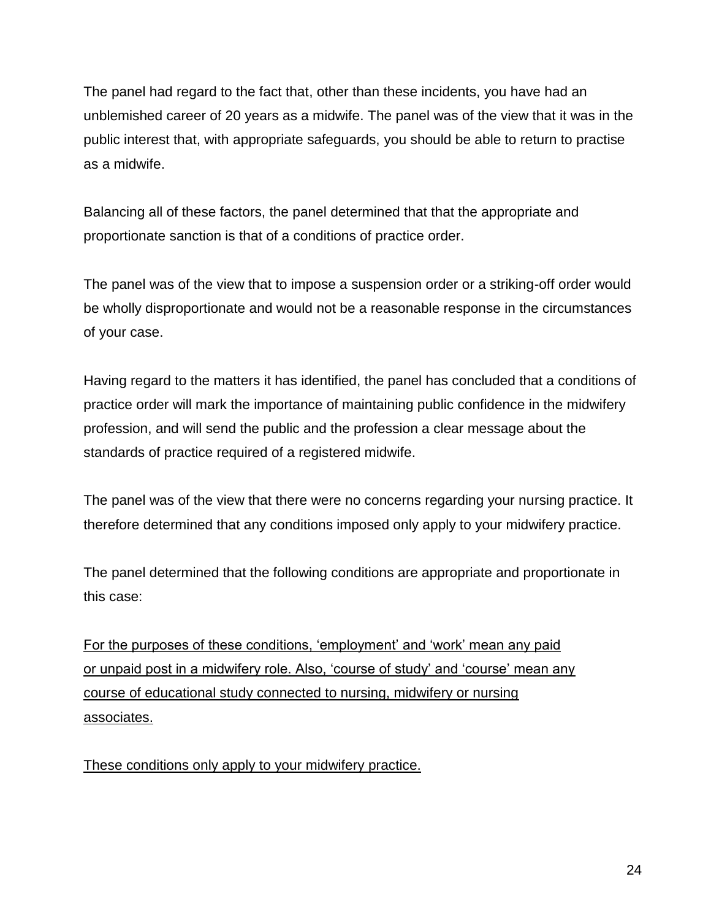The panel had regard to the fact that, other than these incidents, you have had an unblemished career of 20 years as a midwife. The panel was of the view that it was in the public interest that, with appropriate safeguards, you should be able to return to practise as a midwife.

Balancing all of these factors, the panel determined that that the appropriate and proportionate sanction is that of a conditions of practice order.

The panel was of the view that to impose a suspension order or a striking-off order would be wholly disproportionate and would not be a reasonable response in the circumstances of your case.

Having regard to the matters it has identified, the panel has concluded that a conditions of practice order will mark the importance of maintaining public confidence in the midwifery profession, and will send the public and the profession a clear message about the standards of practice required of a registered midwife.

The panel was of the view that there were no concerns regarding your nursing practice. It therefore determined that any conditions imposed only apply to your midwifery practice.

The panel determined that the following conditions are appropriate and proportionate in this case:

<u>For the purposes of these conditions, 'employment' and 'work' mean any paid or unpaid post in a midwifery role. Also, 'course of study' and 'course' mean any course of educational study connected to nursing, midwifery or nursing associates.</u>

<u>These conditions only apply to your midwifery practice.</u>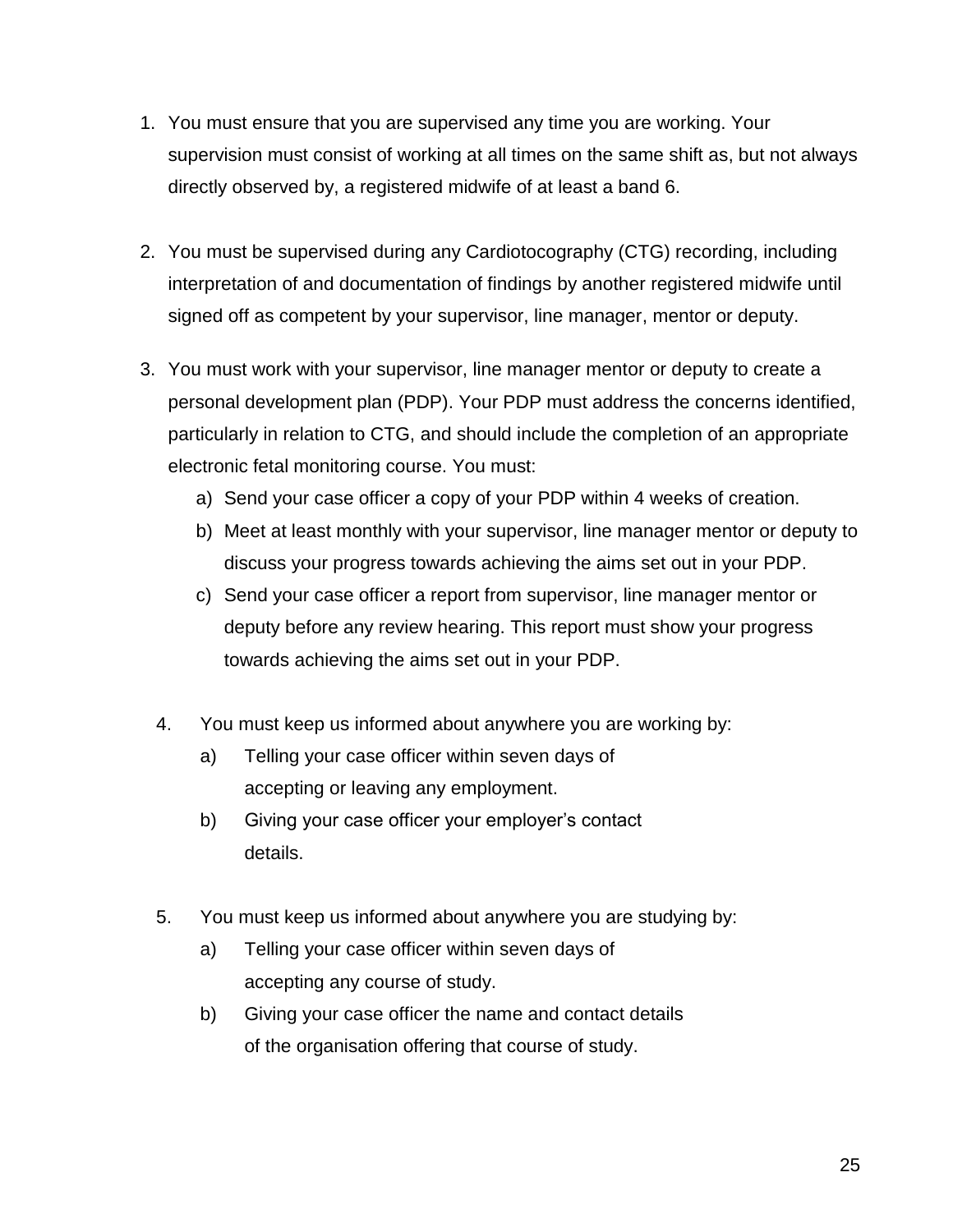1. You must ensure that you are supervised any time you are working. Your supervision must consist of working at all times on the same shift as, but not always directly observed by, a registered midwife of at least a band 6.

2. You must be supervised during any Cardiotocography (CTG) recording, including interpretation of and documentation of findings by another registered midwife until signed off as competent by your supervisor, line manager, mentor or deputy.

3. You must work with your supervisor, line manager mentor or deputy to create a personal development plan (PDP). Your PDP must address the concerns identified, particularly in relation to CTG, and should include the completion of an appropriate electronic fetal monitoring course. You must:
   a) Send your case officer a copy of your PDP within 4 weeks of creation.
   b) Meet at least monthly with your supervisor, line manager mentor or deputy to discuss your progress towards achieving the aims set out in your PDP.
   c) Send your case officer a report from supervisor, line manager mentor or deputy before any review hearing. This report must show your progress towards achieving the aims set out in your PDP.

4. You must keep us informed about anywhere you are working by:
   a) Telling your case officer within seven days of accepting or leaving any employment.
   b) Giving your case officer your employer's contact details.

5. You must keep us informed about anywhere you are studying by:
   a) Telling your case officer within seven days of accepting any course of study.
   b) Giving your case officer the name and contact details of the organisation offering that course of study.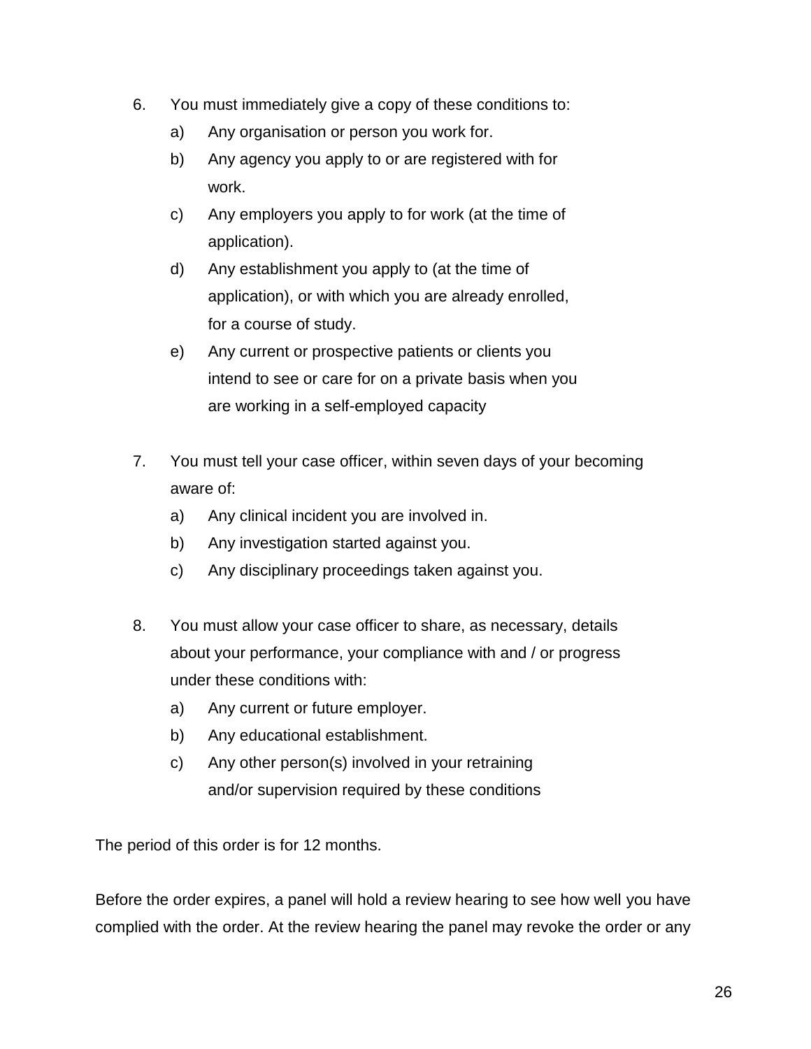6. You must immediately give a copy of these conditions to:
   a) Any organisation or person you work for.
   b) Any agency you apply to or are registered with for work.
   c) Any employers you apply to for work (at the time of application).
   d) Any establishment you apply to (at the time of application), or with which you are already enrolled, for a course of study.
   e) Any current or prospective patients or clients you intend to see or care for on a private basis when you are working in a self-employed capacity

7. You must tell your case officer, within seven days of your becoming aware of:
   a) Any clinical incident you are involved in.
   b) Any investigation started against you.
   c) Any disciplinary proceedings taken against you.

8. You must allow your case officer to share, as necessary, details about your performance, your compliance with and / or progress under these conditions with:
   a) Any current or future employer.
   b) Any educational establishment.
   c) Any other person(s) involved in your retraining and/or supervision required by these conditions

The period of this order is for 12 months.

Before the order expires, a panel will hold a review hearing to see how well you have complied with the order. At the review hearing the panel may revoke the order or any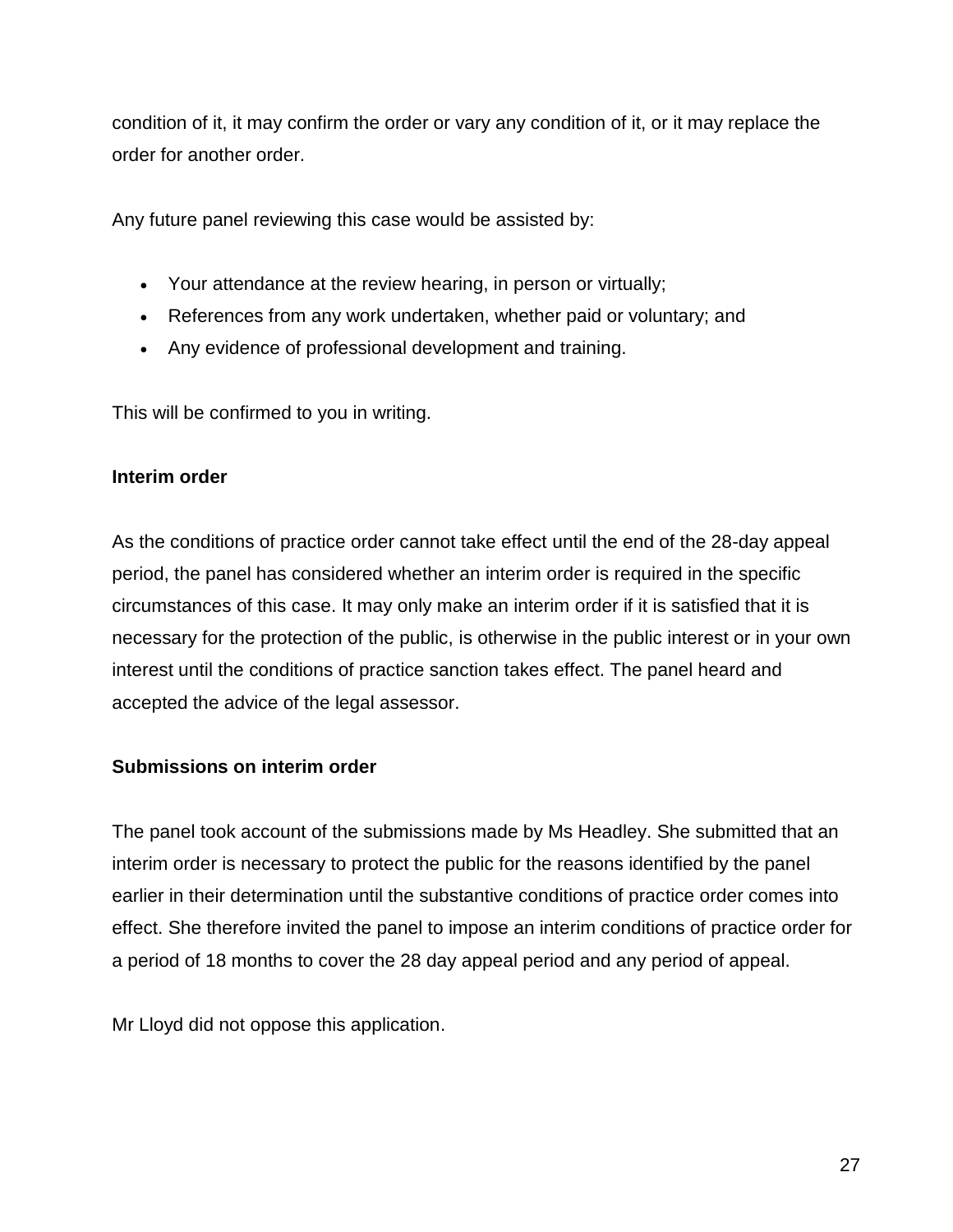condition of it, it may confirm the order or vary any condition of it, or it may replace the order for another order.

Any future panel reviewing this case would be assisted by:

- Your attendance at the review hearing, in person or virtually;
- References from any work undertaken, whether paid or voluntary; and
- Any evidence of professional development and training.

This will be confirmed to you in writing.

**Interim order**

As the conditions of practice order cannot take effect until the end of the 28-day appeal period, the panel has considered whether an interim order is required in the specific circumstances of this case. It may only make an interim order if it is satisfied that it is necessary for the protection of the public, is otherwise in the public interest or in your own interest until the conditions of practice sanction takes effect. The panel heard and accepted the advice of the legal assessor.

**Submissions on interim order**

The panel took account of the submissions made by Ms Headley. She submitted that an interim order is necessary to protect the public for the reasons identified by the panel earlier in their determination until the substantive conditions of practice order comes into effect. She therefore invited the panel to impose an interim conditions of practice order for a period of 18 months to cover the 28 day appeal period and any period of appeal.

Mr Lloyd did not oppose this application.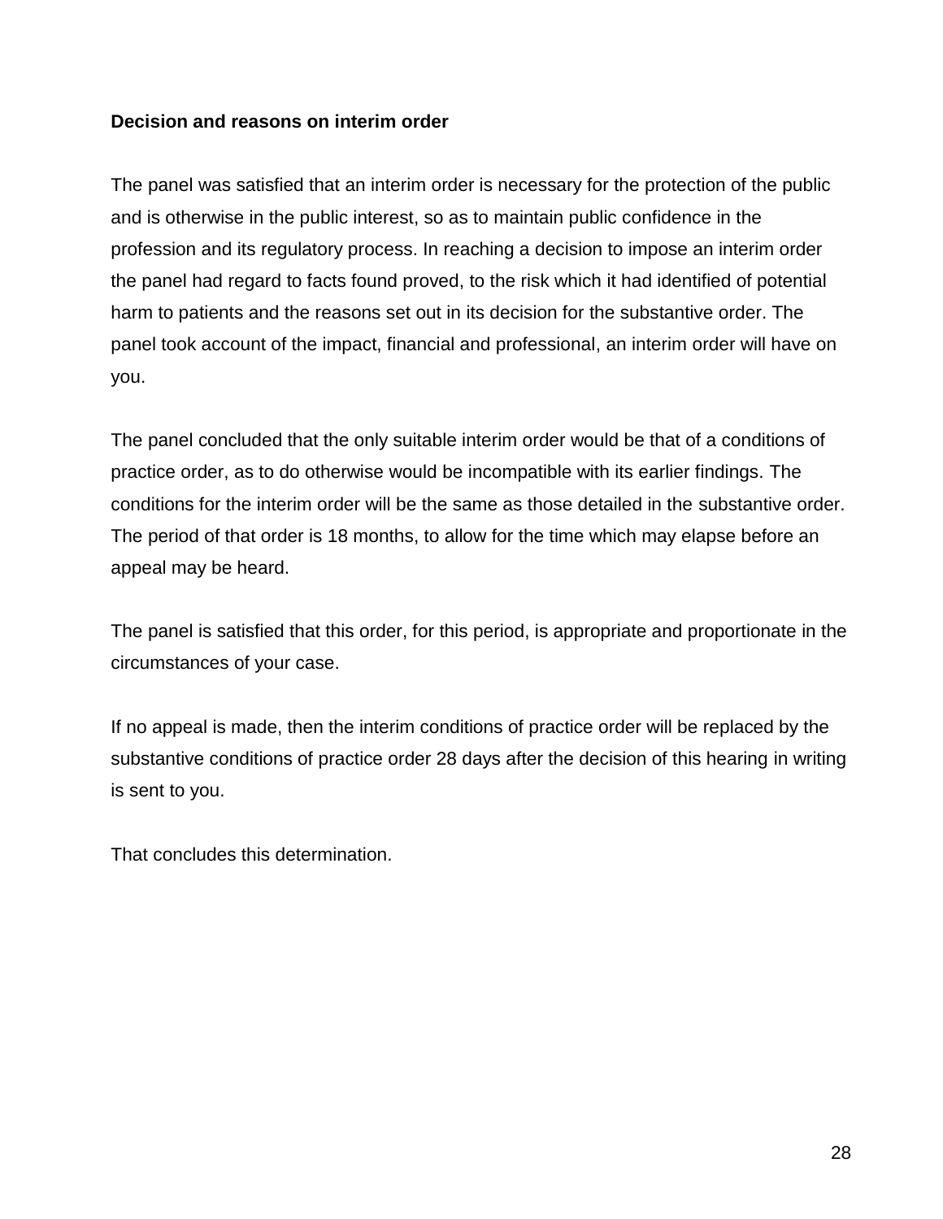**Decision and reasons on interim order**

The panel was satisfied that an interim order is necessary for the protection of the public and is otherwise in the public interest, so as to maintain public confidence in the profession and its regulatory process. In reaching a decision to impose an interim order the panel had regard to facts found proved, to the risk which it had identified of potential harm to patients and the reasons set out in its decision for the substantive order. The panel took account of the impact, financial and professional, an interim order will have on you.

The panel concluded that the only suitable interim order would be that of a conditions of practice order, as to do otherwise would be incompatible with its earlier findings. The conditions for the interim order will be the same as those detailed in the substantive order. The period of that order is 18 months, to allow for the time which may elapse before an appeal may be heard.

The panel is satisfied that this order, for this period, is appropriate and proportionate in the circumstances of your case.

If no appeal is made, then the interim conditions of practice order will be replaced by the substantive conditions of practice order 28 days after the decision of this hearing in writing is sent to you.

That concludes this determination.